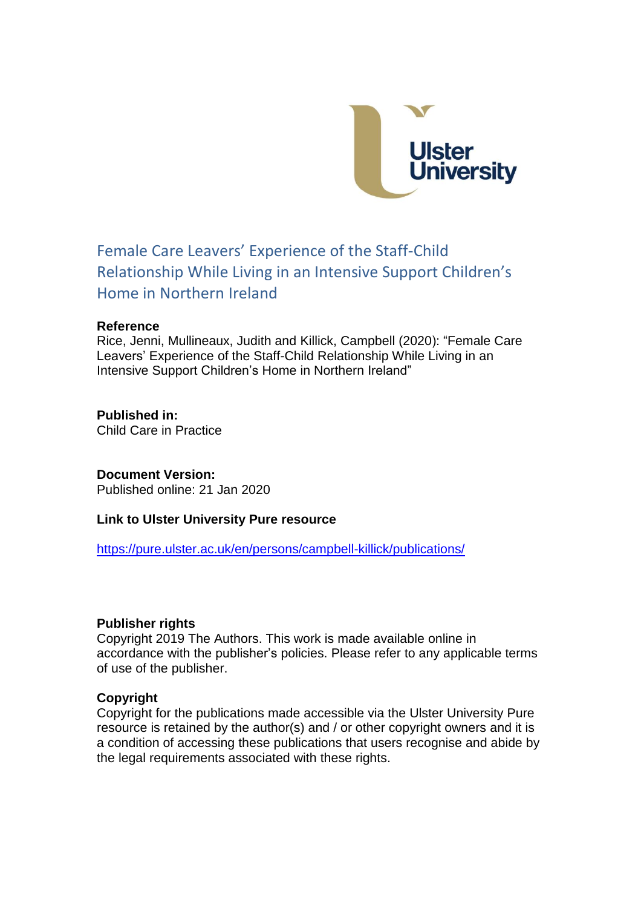# Female Care Leavers' Experience of the Staff-Child Relationship While Living in an Intensive Support Children's Home in Northern Ireland

**Reference**
Rice, Jenni, Mullineaux, Judith and Killick, Campbell (2020): "Female Care Leavers' Experience of the Staff-Child Relationship While Living in an Intensive Support Children's Home in Northern Ireland"

**Published in:**
Child Care in Practice

**Document Version:**
Published online: 21 Jan 2020

**Link to Ulster University Pure resource**

https://pure.ulster.ac.uk/en/persons/campbell-killick/publications/

**Publisher rights**
Copyright 2019 The Authors. This work is made available online in accordance with the publisher's policies. Please refer to any applicable terms of use of the publisher.

**Copyright**
Copyright for the publications made accessible via the Ulster University Pure resource is retained by the author(s) and / or other copyright owners and it is a condition of accessing these publications that users recognise and abide by the legal requirements associated with these rights.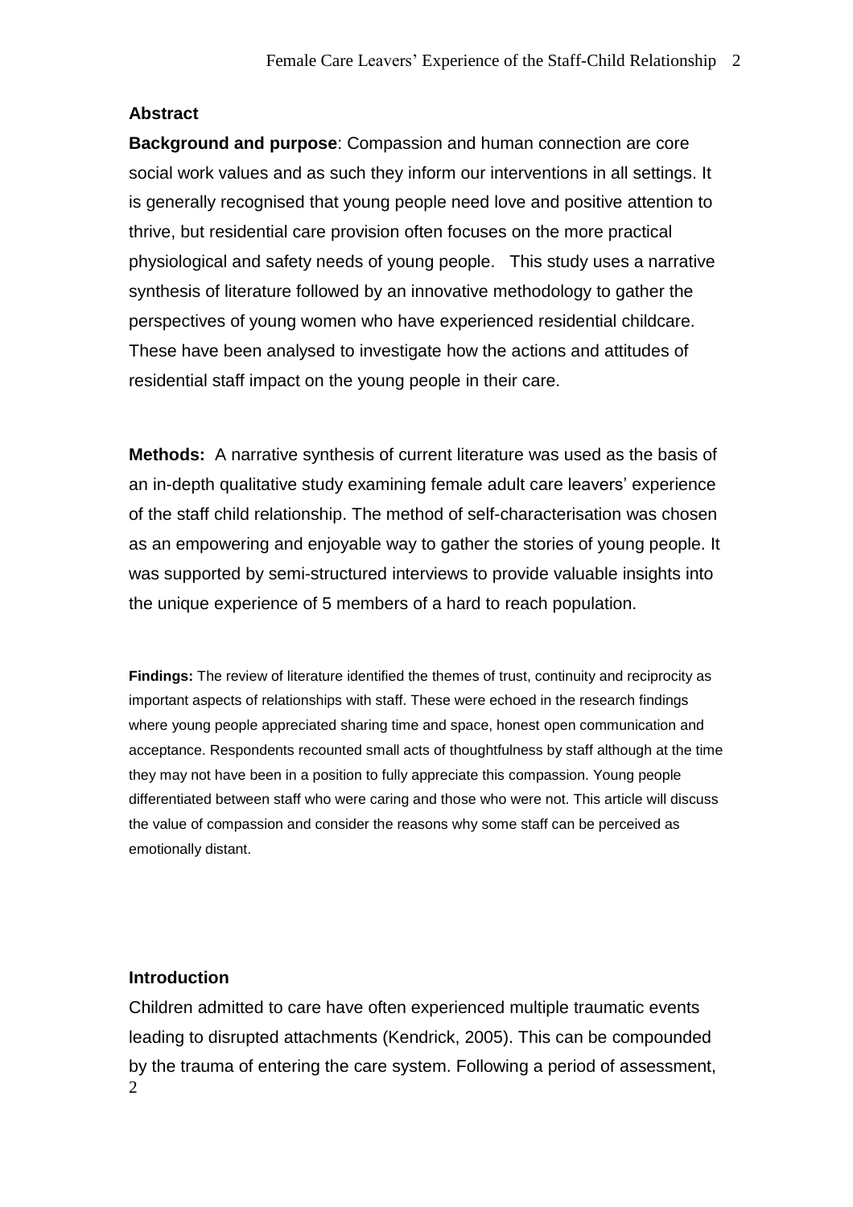## Abstract

**Background and purpose**: Compassion and human connection are core social work values and as such they inform our interventions in all settings. It is generally recognised that young people need love and positive attention to thrive, but residential care provision often focuses on the more practical physiological and safety needs of young people. This study uses a narrative synthesis of literature followed by an innovative methodology to gather the perspectives of young women who have experienced residential childcare. These have been analysed to investigate how the actions and attitudes of residential staff impact on the young people in their care.

**Methods:** A narrative synthesis of current literature was used as the basis of an in-depth qualitative study examining female adult care leavers' experience of the staff child relationship. The method of self-characterisation was chosen as an empowering and enjoyable way to gather the stories of young people. It was supported by semi-structured interviews to provide valuable insights into the unique experience of 5 members of a hard to reach population.

**Findings:** The review of literature identified the themes of trust, continuity and reciprocity as important aspects of relationships with staff. These were echoed in the research findings where young people appreciated sharing time and space, honest open communication and acceptance. Respondents recounted small acts of thoughtfulness by staff although at the time they may not have been in a position to fully appreciate this compassion. Young people differentiated between staff who were caring and those who were not. This article will discuss the value of compassion and consider the reasons why some staff can be perceived as emotionally distant.

## Introduction

Children admitted to care have often experienced multiple traumatic events leading to disrupted attachments (Kendrick, 2005). This can be compounded by the trauma of entering the care system. Following a period of assessment,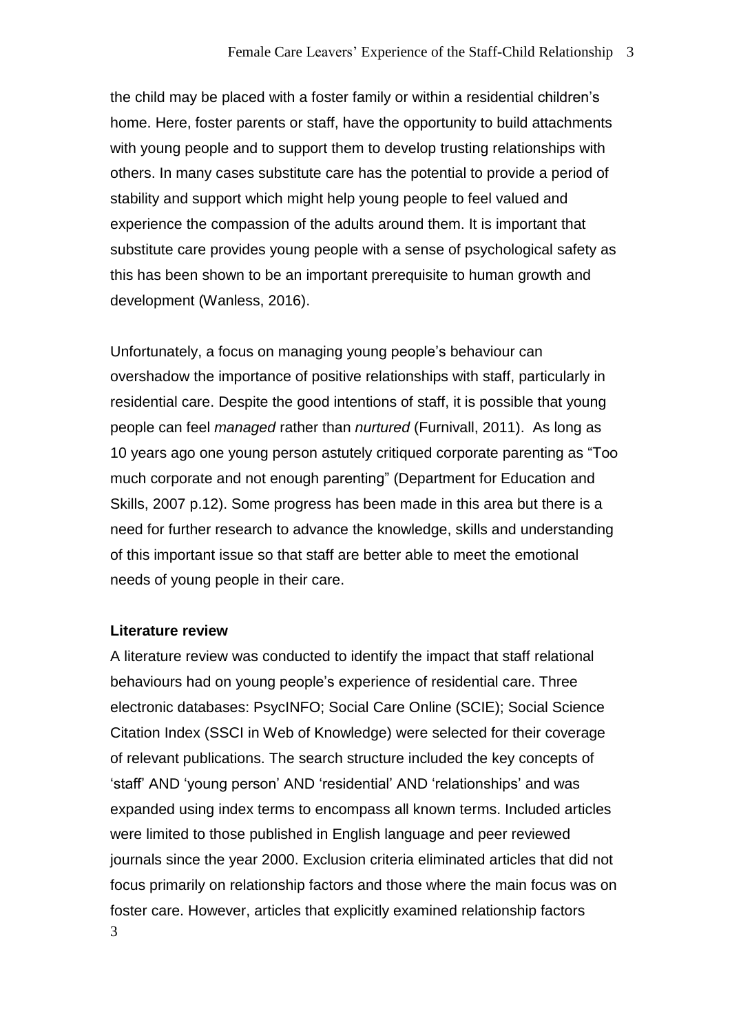the child may be placed with a foster family or within a residential children's home. Here, foster parents or staff, have the opportunity to build attachments with young people and to support them to develop trusting relationships with others. In many cases substitute care has the potential to provide a period of stability and support which might help young people to feel valued and experience the compassion of the adults around them. It is important that substitute care provides young people with a sense of psychological safety as this has been shown to be an important prerequisite to human growth and development (Wanless, 2016).

Unfortunately, a focus on managing young people's behaviour can overshadow the importance of positive relationships with staff, particularly in residential care. Despite the good intentions of staff, it is possible that young people can feel *managed* rather than *nurtured* (Furnivall, 2011). As long as 10 years ago one young person astutely critiqued corporate parenting as "Too much corporate and not enough parenting" (Department for Education and Skills, 2007 p.12). Some progress has been made in this area but there is a need for further research to advance the knowledge, skills and understanding of this important issue so that staff are better able to meet the emotional needs of young people in their care.

**Literature review**

A literature review was conducted to identify the impact that staff relational behaviours had on young people's experience of residential care. Three electronic databases: PsycINFO; Social Care Online (SCIE); Social Science Citation Index (SSCI in Web of Knowledge) were selected for their coverage of relevant publications. The search structure included the key concepts of 'staff' AND 'young person' AND 'residential' AND 'relationships' and was expanded using index terms to encompass all known terms. Included articles were limited to those published in English language and peer reviewed journals since the year 2000. Exclusion criteria eliminated articles that did not focus primarily on relationship factors and those where the main focus was on foster care. However, articles that explicitly examined relationship factors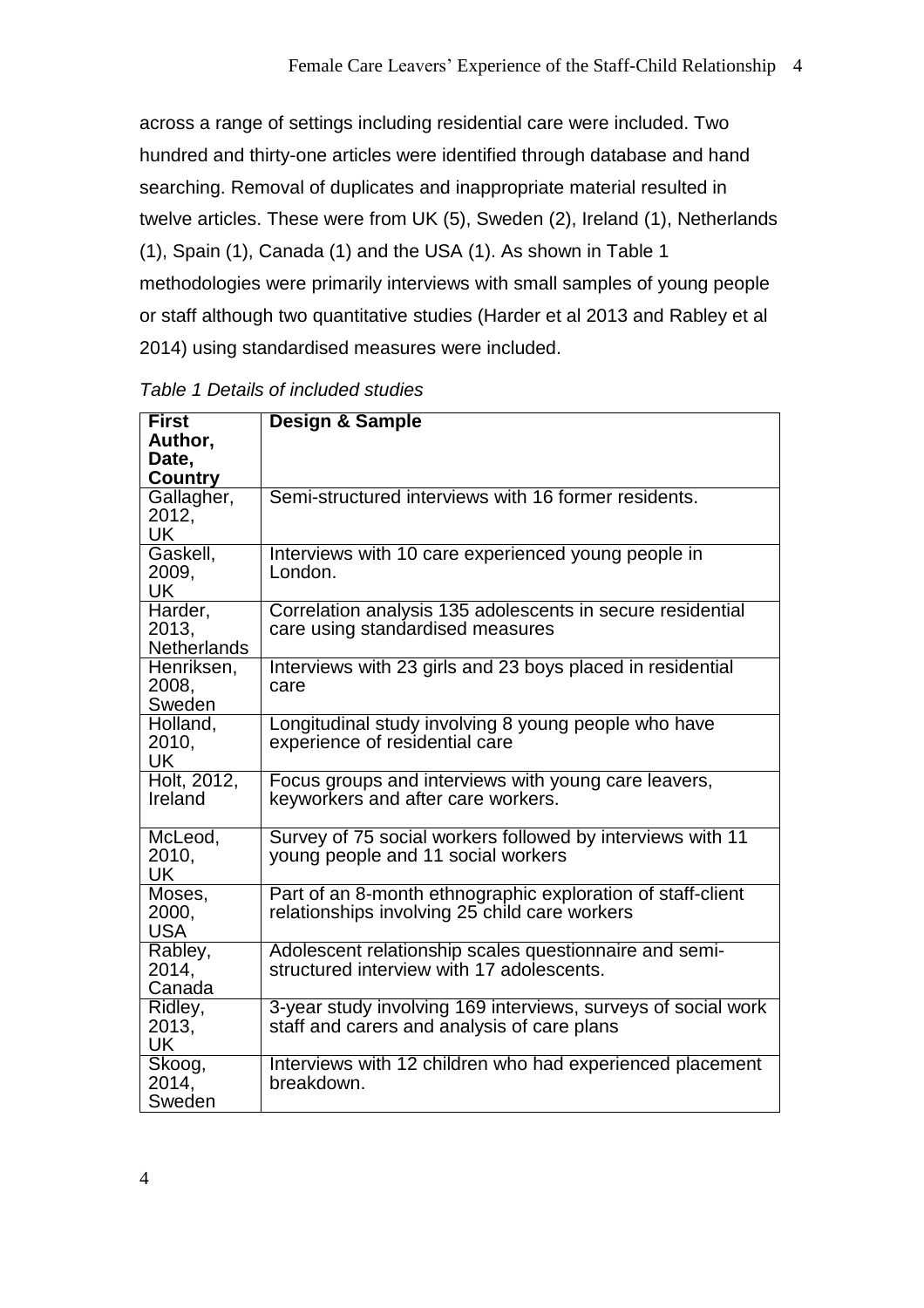across a range of settings including residential care were included. Two hundred and thirty-one articles were identified through database and hand searching. Removal of duplicates and inappropriate material resulted in twelve articles. These were from UK (5), Sweden (2), Ireland (1), Netherlands (1), Spain (1), Canada (1) and the USA (1). As shown in Table 1 methodologies were primarily interviews with small samples of young people or staff although two quantitative studies (Harder et al 2013 and Rabley et al 2014) using standardised measures were included.

*Table 1 Details of included studies*

| **First Author, Date, Country** | **Design & Sample** |
|---|---|
| Gallagher, 2012, UK | Semi-structured interviews with 16 former residents. |
| Gaskell, 2009, UK | Interviews with 10 care experienced young people in London. |
| Harder, 2013, Netherlands | Correlation analysis 135 adolescents in secure residential care using standardised measures |
| Henriksen, 2008, Sweden | Interviews with 23 girls and 23 boys placed in residential care |
| Holland, 2010, UK | Longitudinal study involving 8 young people who have experience of residential care |
| Holt, 2012, Ireland | Focus groups and interviews with young care leavers, keyworkers and after care workers. |
| McLeod, 2010, UK | Survey of 75 social workers followed by interviews with 11 young people and 11 social workers |
| Moses, 2000, USA | Part of an 8-month ethnographic exploration of staff-client relationships involving 25 child care workers |
| Rabley, 2014, Canada | Adolescent relationship scales questionnaire and semi-structured interview with 17 adolescents. |
| Ridley, 2013, UK | 3-year study involving 169 interviews, surveys of social work staff and carers and analysis of care plans |
| Skoog, 2014, Sweden | Interviews with 12 children who had experienced placement breakdown. |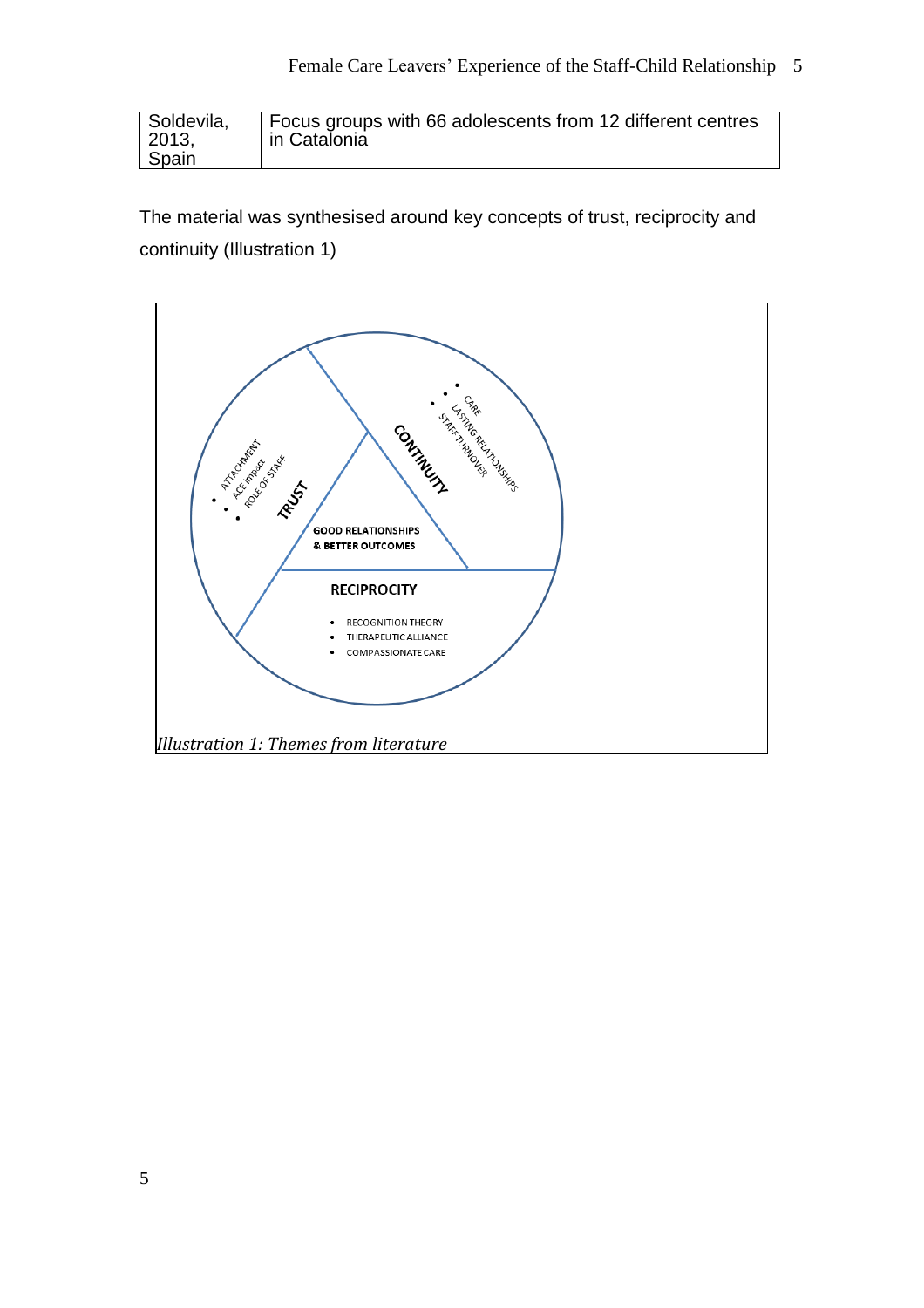| Soldevila, 2013, Spain | Focus groups with 66 adolescents from 12 different centres in Catalonia |
|---|---|

The material was synthesised around key concepts of trust, reciprocity and continuity (Illustration 1)

**TRUST**
- ATTACHMENT
- ACE impact
- ROLE OF STAFF

**CONTINUITY**
- CARE
- LASTING RELATIONSHIPS
- STAFF TURNOVER

**RECIPROCITY**
- RECOGNITION THEORY
- THERAPEUTIC ALLIANCE
- COMPASSIONATE CARE

**GOOD RELATIONSHIPS & BETTER OUTCOMES**

*Illustration 1: Themes from literature*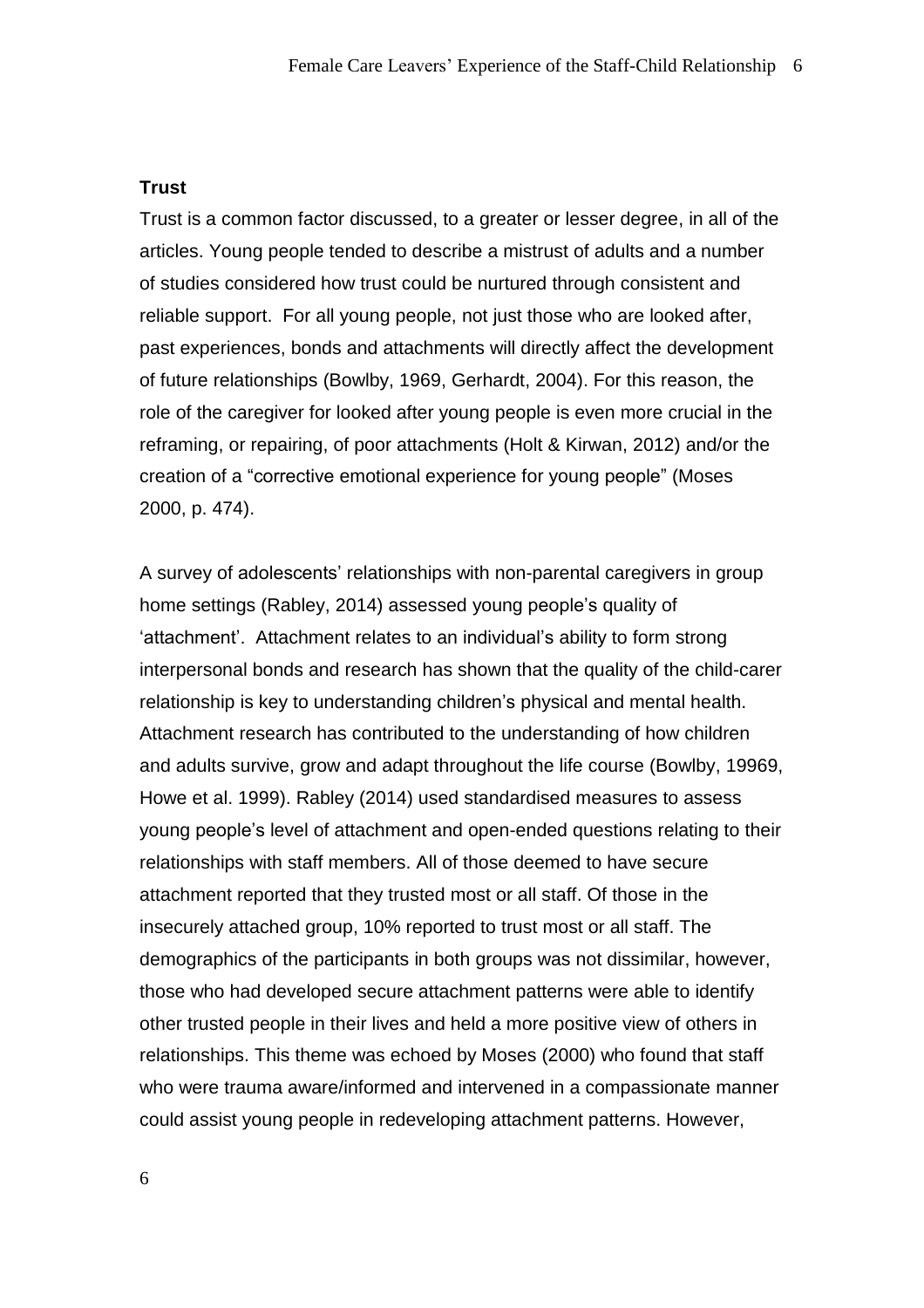**Trust**

Trust is a common factor discussed, to a greater or lesser degree, in all of the articles. Young people tended to describe a mistrust of adults and a number of studies considered how trust could be nurtured through consistent and reliable support. For all young people, not just those who are looked after, past experiences, bonds and attachments will directly affect the development of future relationships (Bowlby, 1969, Gerhardt, 2004). For this reason, the role of the caregiver for looked after young people is even more crucial in the reframing, or repairing, of poor attachments (Holt & Kirwan, 2012) and/or the creation of a "corrective emotional experience for young people" (Moses 2000, p. 474).

A survey of adolescents' relationships with non-parental caregivers in group home settings (Rabley, 2014) assessed young people's quality of 'attachment'. Attachment relates to an individual's ability to form strong interpersonal bonds and research has shown that the quality of the child-carer relationship is key to understanding children's physical and mental health. Attachment research has contributed to the understanding of how children and adults survive, grow and adapt throughout the life course (Bowlby, 19969, Howe et al. 1999). Rabley (2014) used standardised measures to assess young people's level of attachment and open-ended questions relating to their relationships with staff members. All of those deemed to have secure attachment reported that they trusted most or all staff. Of those in the insecurely attached group, 10% reported to trust most or all staff. The demographics of the participants in both groups was not dissimilar, however, those who had developed secure attachment patterns were able to identify other trusted people in their lives and held a more positive view of others in relationships. This theme was echoed by Moses (2000) who found that staff who were trauma aware/informed and intervened in a compassionate manner could assist young people in redeveloping attachment patterns. However,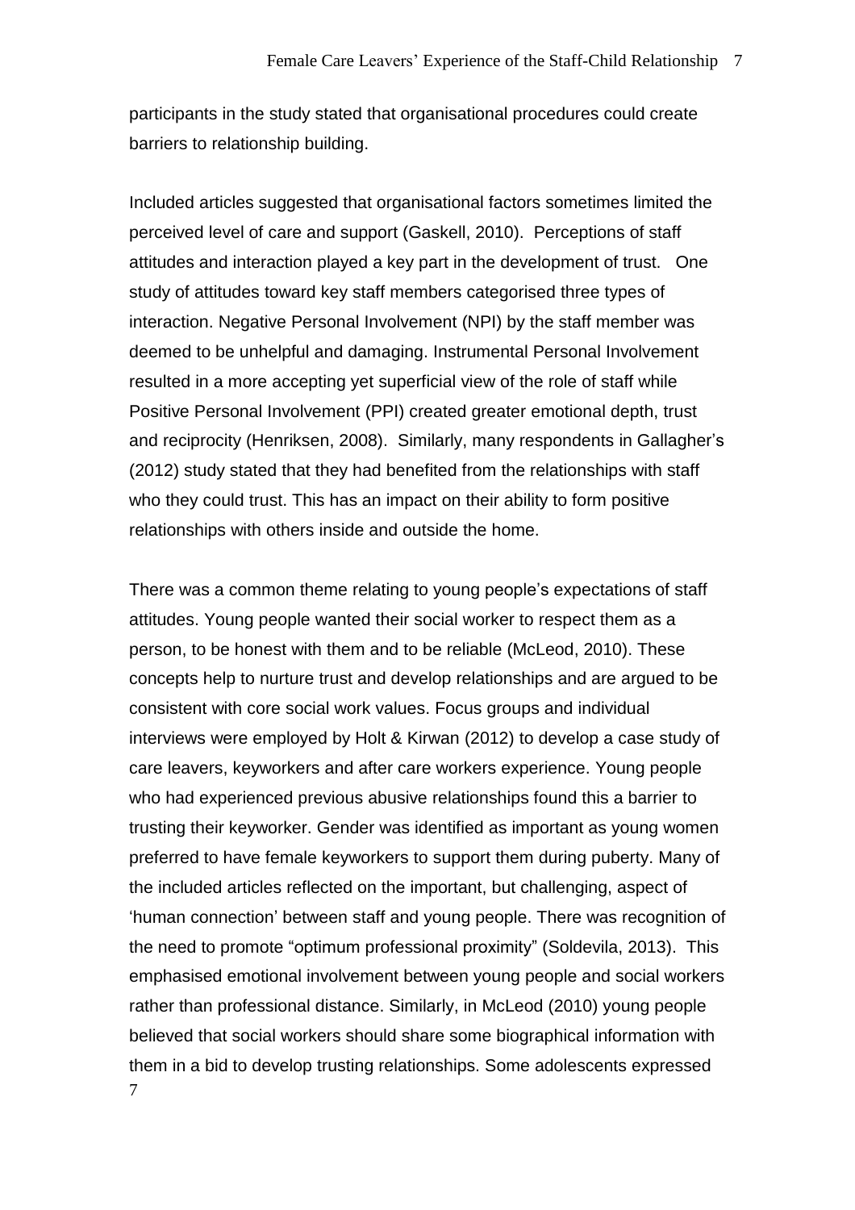participants in the study stated that organisational procedures could create barriers to relationship building.

Included articles suggested that organisational factors sometimes limited the perceived level of care and support (Gaskell, 2010). Perceptions of staff attitudes and interaction played a key part in the development of trust. One study of attitudes toward key staff members categorised three types of interaction. Negative Personal Involvement (NPI) by the staff member was deemed to be unhelpful and damaging. Instrumental Personal Involvement resulted in a more accepting yet superficial view of the role of staff while Positive Personal Involvement (PPI) created greater emotional depth, trust and reciprocity (Henriksen, 2008). Similarly, many respondents in Gallagher's (2012) study stated that they had benefited from the relationships with staff who they could trust. This has an impact on their ability to form positive relationships with others inside and outside the home.

There was a common theme relating to young people's expectations of staff attitudes. Young people wanted their social worker to respect them as a person, to be honest with them and to be reliable (McLeod, 2010). These concepts help to nurture trust and develop relationships and are argued to be consistent with core social work values. Focus groups and individual interviews were employed by Holt & Kirwan (2012) to develop a case study of care leavers, keyworkers and after care workers experience. Young people who had experienced previous abusive relationships found this a barrier to trusting their keyworker. Gender was identified as important as young women preferred to have female keyworkers to support them during puberty. Many of the included articles reflected on the important, but challenging, aspect of 'human connection' between staff and young people. There was recognition of the need to promote "optimum professional proximity" (Soldevila, 2013). This emphasised emotional involvement between young people and social workers rather than professional distance. Similarly, in McLeod (2010) young people believed that social workers should share some biographical information with them in a bid to develop trusting relationships. Some adolescents expressed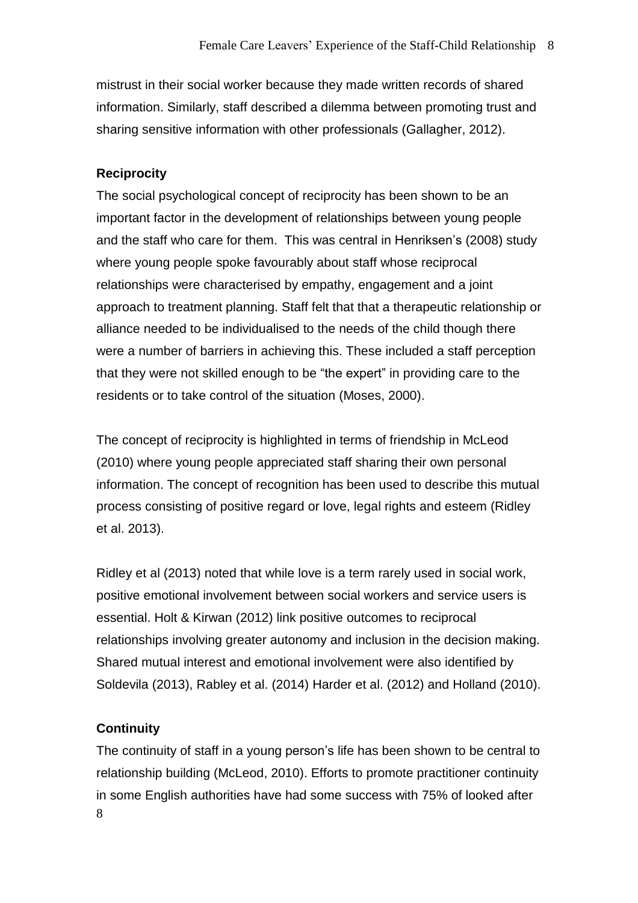mistrust in their social worker because they made written records of shared information. Similarly, staff described a dilemma between promoting trust and sharing sensitive information with other professionals (Gallagher, 2012).

**Reciprocity**

The social psychological concept of reciprocity has been shown to be an important factor in the development of relationships between young people and the staff who care for them.  This was central in Henriksen's (2008) study where young people spoke favourably about staff whose reciprocal relationships were characterised by empathy, engagement and a joint approach to treatment planning. Staff felt that that a therapeutic relationship or alliance needed to be individualised to the needs of the child though there were a number of barriers in achieving this. These included a staff perception that they were not skilled enough to be "the expert" in providing care to the residents or to take control of the situation (Moses, 2000).

The concept of reciprocity is highlighted in terms of friendship in McLeod (2010) where young people appreciated staff sharing their own personal information. The concept of recognition has been used to describe this mutual process consisting of positive regard or love, legal rights and esteem (Ridley et al. 2013).

Ridley et al (2013) noted that while love is a term rarely used in social work, positive emotional involvement between social workers and service users is essential. Holt & Kirwan (2012) link positive outcomes to reciprocal relationships involving greater autonomy and inclusion in the decision making. Shared mutual interest and emotional involvement were also identified by Soldevila (2013), Rabley et al. (2014) Harder et al. (2012) and Holland (2010).

**Continuity**

The continuity of staff in a young person's life has been shown to be central to relationship building (McLeod, 2010). Efforts to promote practitioner continuity in some English authorities have had some success with 75% of looked after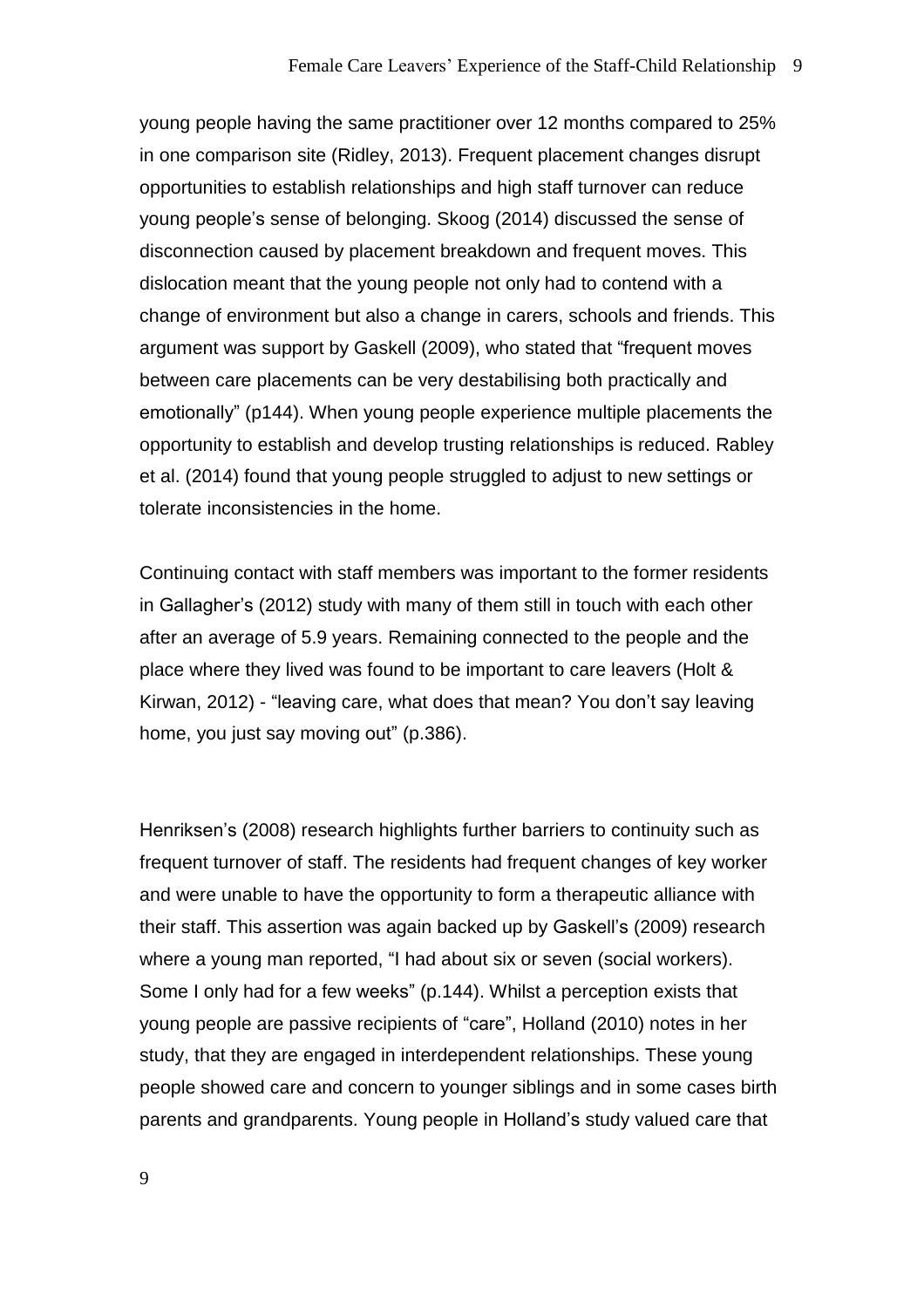young people having the same practitioner over 12 months compared to 25% in one comparison site (Ridley, 2013). Frequent placement changes disrupt opportunities to establish relationships and high staff turnover can reduce young people's sense of belonging. Skoog (2014) discussed the sense of disconnection caused by placement breakdown and frequent moves. This dislocation meant that the young people not only had to contend with a change of environment but also a change in carers, schools and friends. This argument was support by Gaskell (2009), who stated that "frequent moves between care placements can be very destabilising both practically and emotionally" (p144). When young people experience multiple placements the opportunity to establish and develop trusting relationships is reduced. Rabley et al. (2014) found that young people struggled to adjust to new settings or tolerate inconsistencies in the home.

Continuing contact with staff members was important to the former residents in Gallagher's (2012) study with many of them still in touch with each other after an average of 5.9 years. Remaining connected to the people and the place where they lived was found to be important to care leavers (Holt & Kirwan, 2012) - "leaving care, what does that mean? You don't say leaving home, you just say moving out" (p.386).

Henriksen's (2008) research highlights further barriers to continuity such as frequent turnover of staff. The residents had frequent changes of key worker and were unable to have the opportunity to form a therapeutic alliance with their staff. This assertion was again backed up by Gaskell's (2009) research where a young man reported, "I had about six or seven (social workers). Some I only had for a few weeks" (p.144). Whilst a perception exists that young people are passive recipients of "care", Holland (2010) notes in her study, that they are engaged in interdependent relationships. These young people showed care and concern to younger siblings and in some cases birth parents and grandparents. Young people in Holland's study valued care that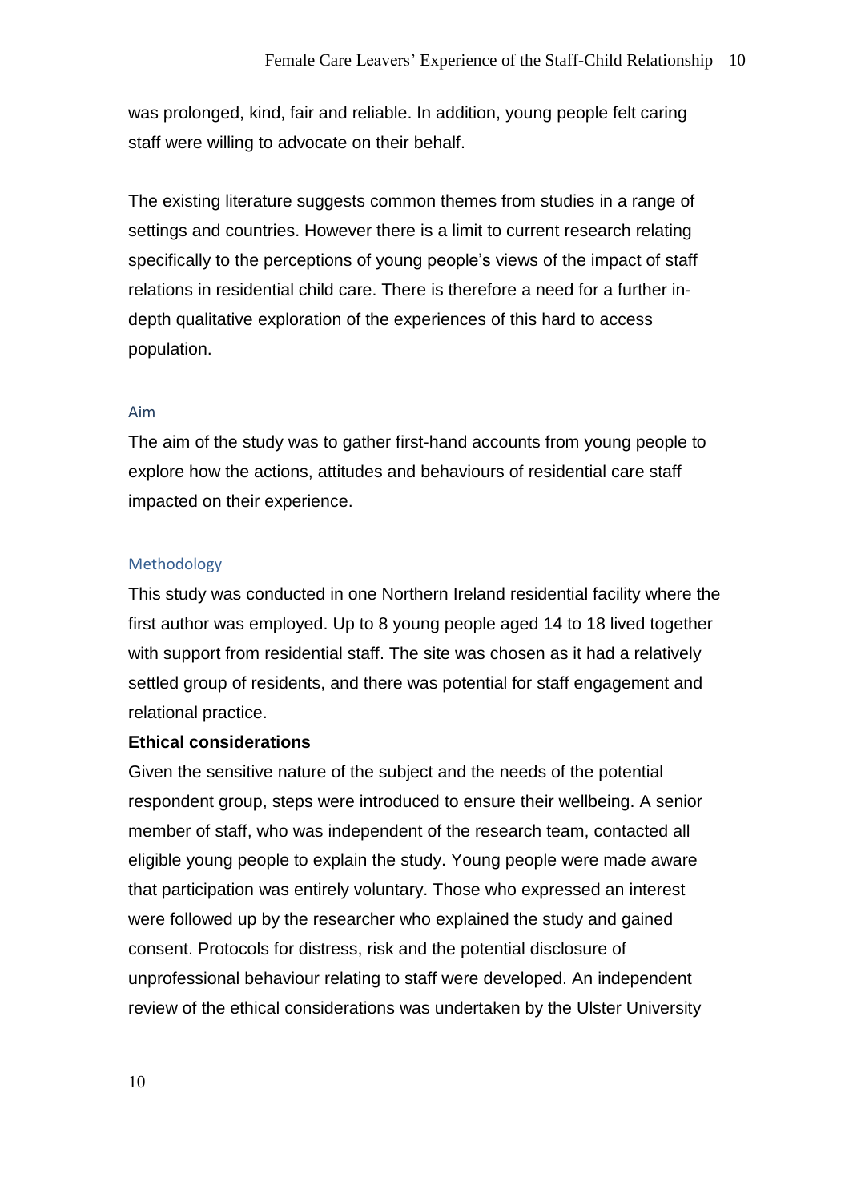was prolonged, kind, fair and reliable. In addition, young people felt caring staff were willing to advocate on their behalf.

The existing literature suggests common themes from studies in a range of settings and countries. However there is a limit to current research relating specifically to the perceptions of young people's views of the impact of staff relations in residential child care. There is therefore a need for a further in-depth qualitative exploration of the experiences of this hard to access population.

## Aim

The aim of the study was to gather first-hand accounts from young people to explore how the actions, attitudes and behaviours of residential care staff impacted on their experience.

## Methodology

This study was conducted in one Northern Ireland residential facility where the first author was employed. Up to 8 young people aged 14 to 18 lived together with support from residential staff. The site was chosen as it had a relatively settled group of residents, and there was potential for staff engagement and relational practice.

**Ethical considerations**

Given the sensitive nature of the subject and the needs of the potential respondent group, steps were introduced to ensure their wellbeing. A senior member of staff, who was independent of the research team, contacted all eligible young people to explain the study. Young people were made aware that participation was entirely voluntary. Those who expressed an interest were followed up by the researcher who explained the study and gained consent. Protocols for distress, risk and the potential disclosure of unprofessional behaviour relating to staff were developed. An independent review of the ethical considerations was undertaken by the Ulster University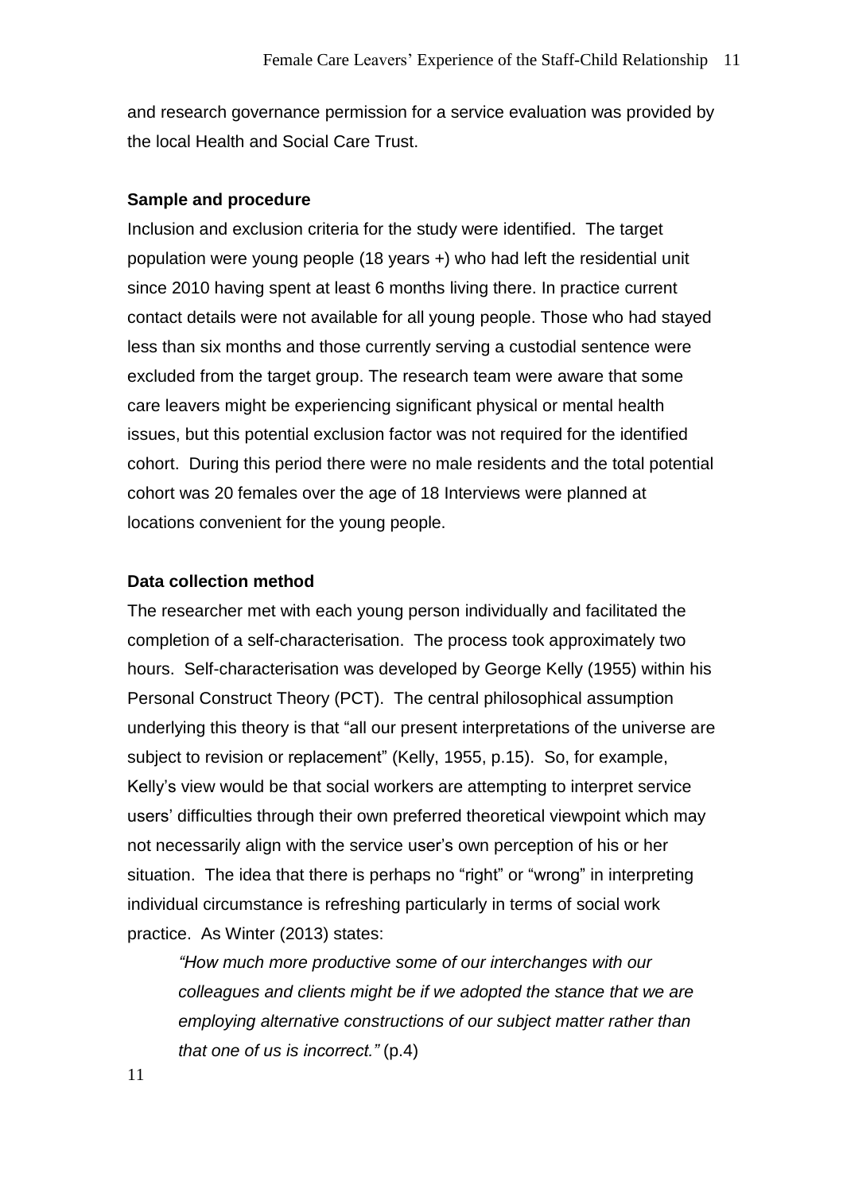and research governance permission for a service evaluation was provided by the local Health and Social Care Trust.

**Sample and procedure**

Inclusion and exclusion criteria for the study were identified. The target population were young people (18 years +) who had left the residential unit since 2010 having spent at least 6 months living there. In practice current contact details were not available for all young people. Those who had stayed less than six months and those currently serving a custodial sentence were excluded from the target group. The research team were aware that some care leavers might be experiencing significant physical or mental health issues, but this potential exclusion factor was not required for the identified cohort. During this period there were no male residents and the total potential cohort was 20 females over the age of 18 Interviews were planned at locations convenient for the young people.

**Data collection method**

The researcher met with each young person individually and facilitated the completion of a self-characterisation. The process took approximately two hours. Self-characterisation was developed by George Kelly (1955) within his Personal Construct Theory (PCT). The central philosophical assumption underlying this theory is that "all our present interpretations of the universe are subject to revision or replacement" (Kelly, 1955, p.15). So, for example, Kelly's view would be that social workers are attempting to interpret service users' difficulties through their own preferred theoretical viewpoint which may not necessarily align with the service user's own perception of his or her situation. The idea that there is perhaps no "right" or "wrong" in interpreting individual circumstance is refreshing particularly in terms of social work practice. As Winter (2013) states:

> *"How much more productive some of our interchanges with our colleagues and clients might be if we adopted the stance that we are employing alternative constructions of our subject matter rather than that one of us is incorrect."* (p.4)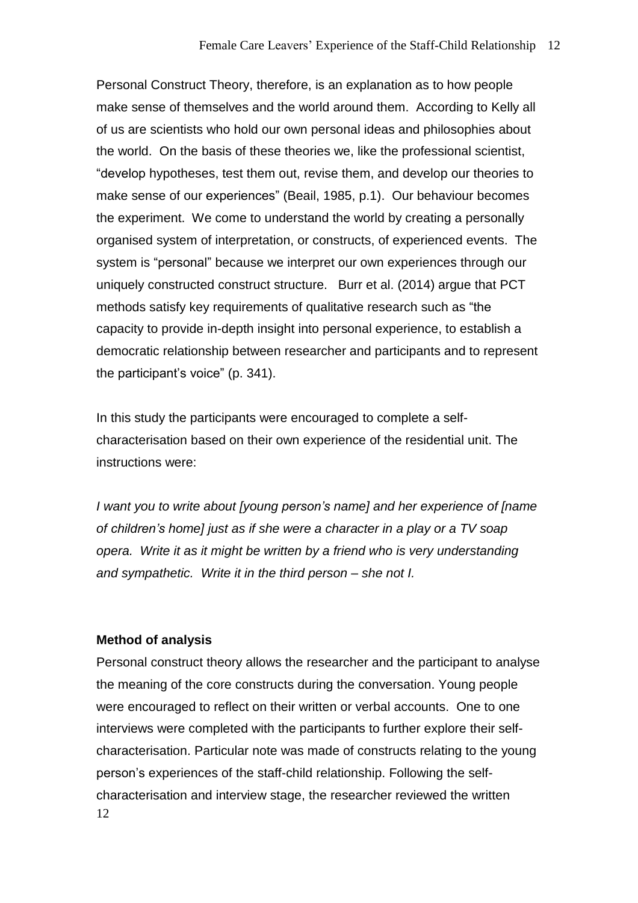Personal Construct Theory, therefore, is an explanation as to how people make sense of themselves and the world around them. According to Kelly all of us are scientists who hold our own personal ideas and philosophies about the world. On the basis of these theories we, like the professional scientist, "develop hypotheses, test them out, revise them, and develop our theories to make sense of our experiences" (Beail, 1985, p.1). Our behaviour becomes the experiment. We come to understand the world by creating a personally organised system of interpretation, or constructs, of experienced events. The system is "personal" because we interpret our own experiences through our uniquely constructed construct structure. Burr et al. (2014) argue that PCT methods satisfy key requirements of qualitative research such as "the capacity to provide in-depth insight into personal experience, to establish a democratic relationship between researcher and participants and to represent the participant's voice" (p. 341).

In this study the participants were encouraged to complete a self-characterisation based on their own experience of the residential unit. The instructions were:

*I want you to write about [young person's name] and her experience of [name of children's home] just as if she were a character in a play or a TV soap opera. Write it as it might be written by a friend who is very understanding and sympathetic. Write it in the third person – she not I.*

**Method of analysis**

Personal construct theory allows the researcher and the participant to analyse the meaning of the core constructs during the conversation. Young people were encouraged to reflect on their written or verbal accounts. One to one interviews were completed with the participants to further explore their self-characterisation. Particular note was made of constructs relating to the young person's experiences of the staff-child relationship. Following the self-characterisation and interview stage, the researcher reviewed the written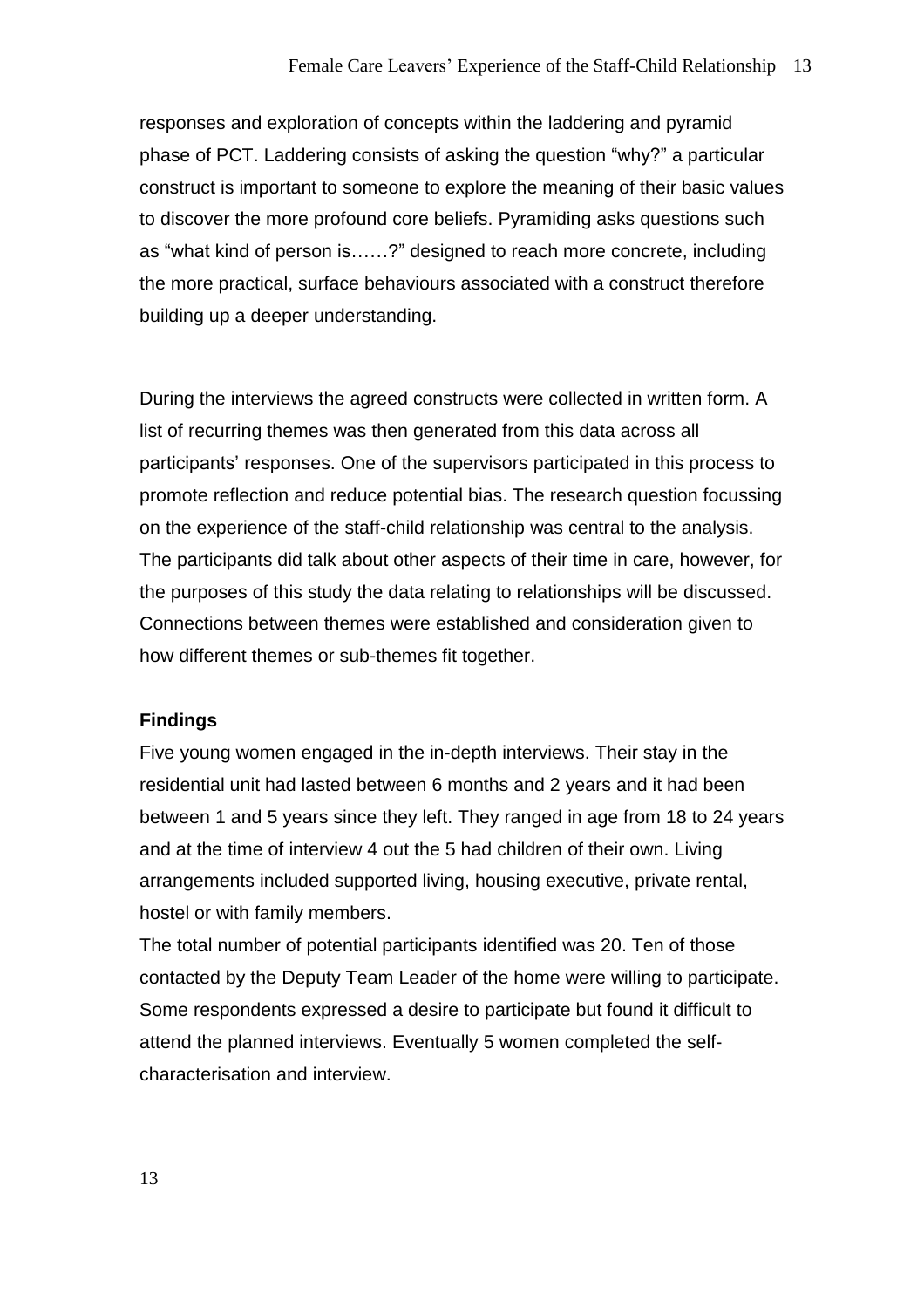responses and exploration of concepts within the laddering and pyramid phase of PCT. Laddering consists of asking the question "why?" a particular construct is important to someone to explore the meaning of their basic values to discover the more profound core beliefs. Pyramiding asks questions such as "what kind of person is……?" designed to reach more concrete, including the more practical, surface behaviours associated with a construct therefore building up a deeper understanding.

During the interviews the agreed constructs were collected in written form. A list of recurring themes was then generated from this data across all participants' responses. One of the supervisors participated in this process to promote reflection and reduce potential bias. The research question focussing on the experience of the staff-child relationship was central to the analysis. The participants did talk about other aspects of their time in care, however, for the purposes of this study the data relating to relationships will be discussed. Connections between themes were established and consideration given to how different themes or sub-themes fit together.

**Findings**

Five young women engaged in the in-depth interviews. Their stay in the residential unit had lasted between 6 months and 2 years and it had been between 1 and 5 years since they left. They ranged in age from 18 to 24 years and at the time of interview 4 out the 5 had children of their own. Living arrangements included supported living, housing executive, private rental, hostel or with family members.

The total number of potential participants identified was 20. Ten of those contacted by the Deputy Team Leader of the home were willing to participate. Some respondents expressed a desire to participate but found it difficult to attend the planned interviews. Eventually 5 women completed the self-characterisation and interview.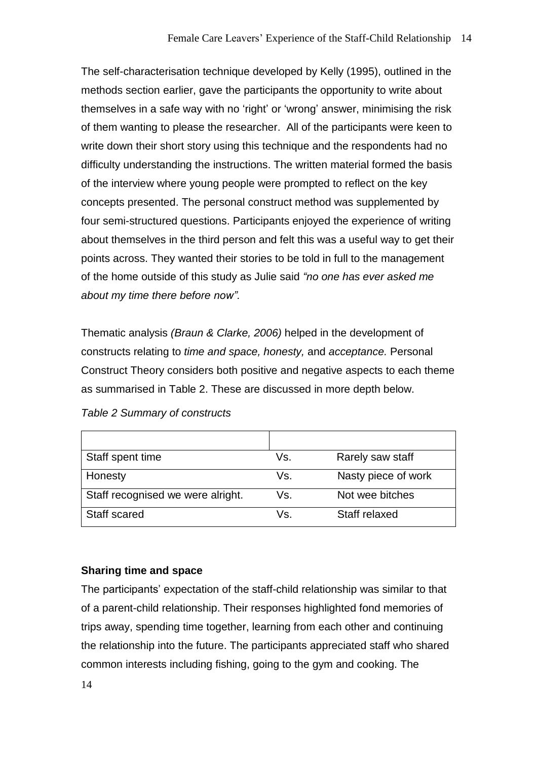The self-characterisation technique developed by Kelly (1995), outlined in the methods section earlier, gave the participants the opportunity to write about themselves in a safe way with no 'right' or 'wrong' answer, minimising the risk of them wanting to please the researcher. All of the participants were keen to write down their short story using this technique and the respondents had no difficulty understanding the instructions. The written material formed the basis of the interview where young people were prompted to reflect on the key concepts presented. The personal construct method was supplemented by four semi-structured questions. Participants enjoyed the experience of writing about themselves in the third person and felt this was a useful way to get their points across. They wanted their stories to be told in full to the management of the home outside of this study as Julie said *"no one has ever asked me about my time there before now".*

Thematic analysis *(Braun & Clarke, 2006)* helped in the development of constructs relating to *time and space, honesty,* and *acceptance.* Personal Construct Theory considers both positive and negative aspects to each theme as summarised in Table 2. These are discussed in more depth below.

*Table 2 Summary of constructs*

| | | |
|---|---|---|
| Staff spent time | Vs. | Rarely saw staff |
| Honesty | Vs. | Nasty piece of work |
| Staff recognised we were alright. | Vs. | Not wee bitches |
| Staff scared | Vs. | Staff relaxed |

**Sharing time and space**

The participants' expectation of the staff-child relationship was similar to that of a parent-child relationship. Their responses highlighted fond memories of trips away, spending time together, learning from each other and continuing the relationship into the future. The participants appreciated staff who shared common interests including fishing, going to the gym and cooking. The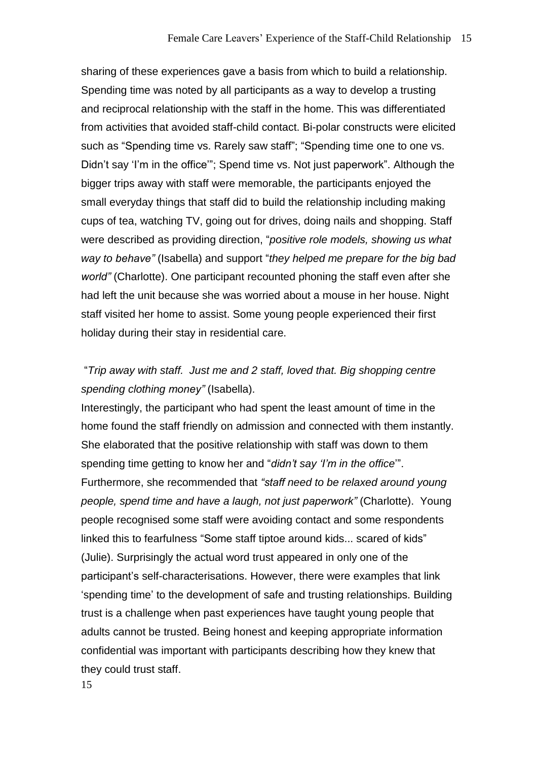sharing of these experiences gave a basis from which to build a relationship. Spending time was noted by all participants as a way to develop a trusting and reciprocal relationship with the staff in the home. This was differentiated from activities that avoided staff-child contact. Bi-polar constructs were elicited such as "Spending time vs. Rarely saw staff"; "Spending time one to one vs. Didn't say 'I'm in the office'"; Spend time vs. Not just paperwork". Although the bigger trips away with staff were memorable, the participants enjoyed the small everyday things that staff did to build the relationship including making cups of tea, watching TV, going out for drives, doing nails and shopping. Staff were described as providing direction, "*positive role models, showing us what way to behave"* (Isabella) and support "*they helped me prepare for the big bad world"* (Charlotte). One participant recounted phoning the staff even after she had left the unit because she was worried about a mouse in her house. Night staff visited her home to assist. Some young people experienced their first holiday during their stay in residential care.

"*Trip away with staff. Just me and 2 staff, loved that. Big shopping centre spending clothing money"* (Isabella).

Interestingly, the participant who had spent the least amount of time in the home found the staff friendly on admission and connected with them instantly. She elaborated that the positive relationship with staff was down to them spending time getting to know her and "*didn't say 'I'm in the office*'". Furthermore, she recommended that *"staff need to be relaxed around young people, spend time and have a laugh, not just paperwork"* (Charlotte). Young people recognised some staff were avoiding contact and some respondents linked this to fearfulness "Some staff tiptoe around kids... scared of kids" (Julie). Surprisingly the actual word trust appeared in only one of the participant's self-characterisations. However, there were examples that link 'spending time' to the development of safe and trusting relationships. Building trust is a challenge when past experiences have taught young people that adults cannot be trusted. Being honest and keeping appropriate information confidential was important with participants describing how they knew that they could trust staff.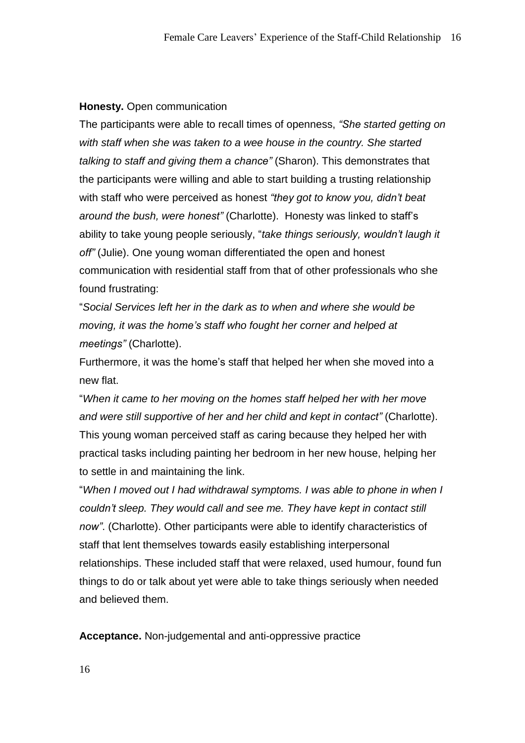**Honesty.** Open communication

The participants were able to recall times of openness, *"She started getting on with staff when she was taken to a wee house in the country. She started talking to staff and giving them a chance"* (Sharon). This demonstrates that the participants were willing and able to start building a trusting relationship with staff who were perceived as honest *"they got to know you, didn't beat around the bush, were honest"* (Charlotte). Honesty was linked to staff's ability to take young people seriously, "*take things seriously, wouldn't laugh it off"* (Julie). One young woman differentiated the open and honest communication with residential staff from that of other professionals who she found frustrating:

"*Social Services left her in the dark as to when and where she would be moving, it was the home's staff who fought her corner and helped at meetings"* (Charlotte).

Furthermore, it was the home's staff that helped her when she moved into a new flat.

"*When it came to her moving on the homes staff helped her with her move and were still supportive of her and her child and kept in contact"* (Charlotte). This young woman perceived staff as caring because they helped her with practical tasks including painting her bedroom in her new house, helping her to settle in and maintaining the link.

"*When I moved out I had withdrawal symptoms. I was able to phone in when I couldn't sleep. They would call and see me. They have kept in contact still now"*. (Charlotte). Other participants were able to identify characteristics of staff that lent themselves towards easily establishing interpersonal relationships. These included staff that were relaxed, used humour, found fun things to do or talk about yet were able to take things seriously when needed and believed them.

**Acceptance.** Non-judgemental and anti-oppressive practice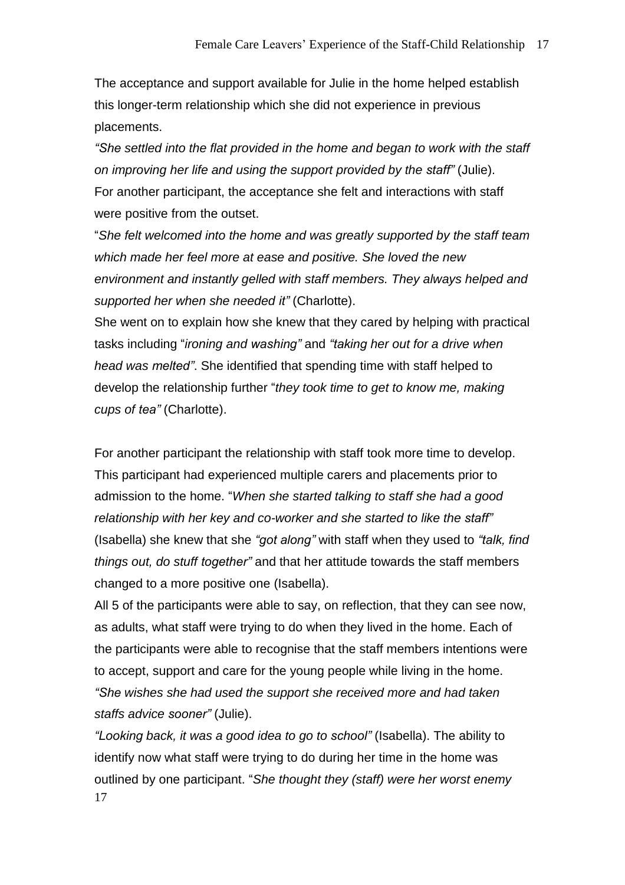The acceptance and support available for Julie in the home helped establish this longer-term relationship which she did not experience in previous placements.

*"She settled into the flat provided in the home and began to work with the staff on improving her life and using the support provided by the staff"* (Julie).

For another participant, the acceptance she felt and interactions with staff were positive from the outset.

"*She felt welcomed into the home and was greatly supported by the staff team which made her feel more at ease and positive. She loved the new environment and instantly gelled with staff members. They always helped and supported her when she needed it"* (Charlotte).

She went on to explain how she knew that they cared by helping with practical tasks including "*ironing and washing"* and *"taking her out for a drive when head was melted"*. She identified that spending time with staff helped to develop the relationship further "*they took time to get to know me, making cups of tea"* (Charlotte).

For another participant the relationship with staff took more time to develop. This participant had experienced multiple carers and placements prior to admission to the home. "*When she started talking to staff she had a good relationship with her key and co-worker and she started to like the staff"* (Isabella) she knew that she *"got along"* with staff when they used to *"talk, find things out, do stuff together"* and that her attitude towards the staff members changed to a more positive one (Isabella).

All 5 of the participants were able to say, on reflection, that they can see now, as adults, what staff were trying to do when they lived in the home. Each of the participants were able to recognise that the staff members intentions were to accept, support and care for the young people while living in the home.

*"She wishes she had used the support she received more and had taken staffs advice sooner"* (Julie).

*"Looking back, it was a good idea to go to school"* (Isabella). The ability to identify now what staff were trying to do during her time in the home was outlined by one participant. "*She thought they (staff) were her worst enemy*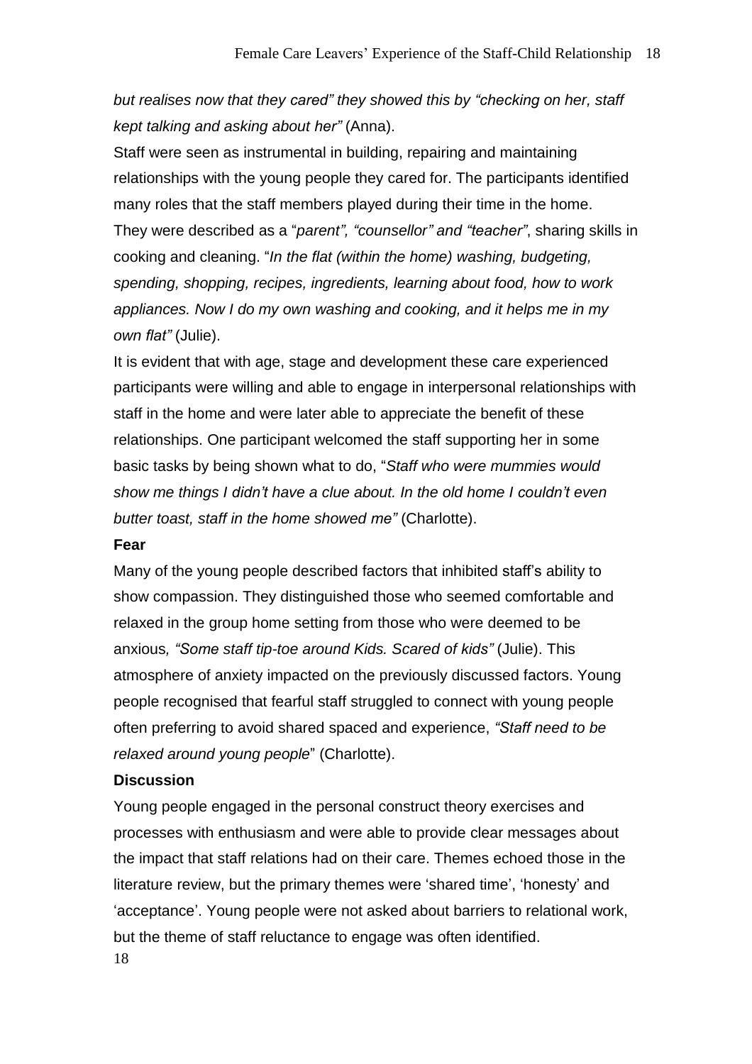*but realises now that they cared" they showed this by "checking on her, staff kept talking and asking about her"* (Anna).

Staff were seen as instrumental in building, repairing and maintaining relationships with the young people they cared for. The participants identified many roles that the staff members played during their time in the home. They were described as a "*parent", "counsellor" and "teacher"*, sharing skills in cooking and cleaning. "*In the flat (within the home) washing, budgeting, spending, shopping, recipes, ingredients, learning about food, how to work appliances. Now I do my own washing and cooking, and it helps me in my own flat"* (Julie).

It is evident that with age, stage and development these care experienced participants were willing and able to engage in interpersonal relationships with staff in the home and were later able to appreciate the benefit of these relationships. One participant welcomed the staff supporting her in some basic tasks by being shown what to do, "*Staff who were mummies would show me things I didn't have a clue about. In the old home I couldn't even butter toast, staff in the home showed me"* (Charlotte).

**Fear**

Many of the young people described factors that inhibited staff's ability to show compassion. They distinguished those who seemed comfortable and relaxed in the group home setting from those who were deemed to be anxious*, "Some staff tip-toe around Kids. Scared of kids"* (Julie). This atmosphere of anxiety impacted on the previously discussed factors. Young people recognised that fearful staff struggled to connect with young people often preferring to avoid shared spaced and experience, *"Staff need to be relaxed around young people*" (Charlotte).

**Discussion**

Young people engaged in the personal construct theory exercises and processes with enthusiasm and were able to provide clear messages about the impact that staff relations had on their care. Themes echoed those in the literature review, but the primary themes were 'shared time', 'honesty' and 'acceptance'. Young people were not asked about barriers to relational work, but the theme of staff reluctance to engage was often identified.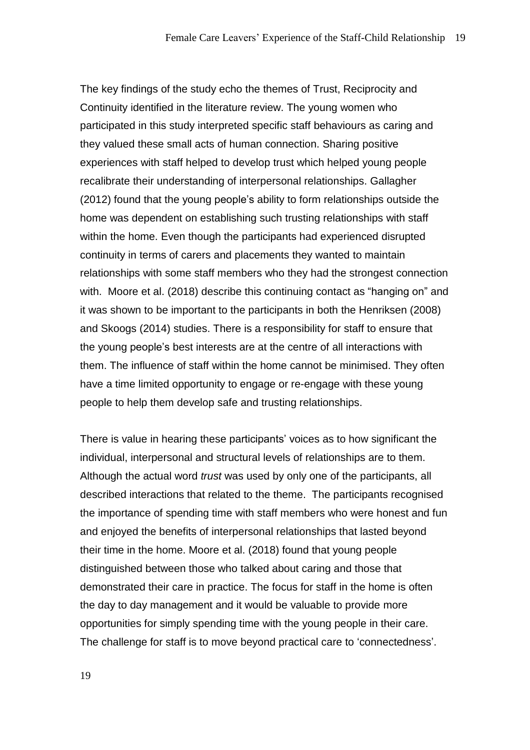The key findings of the study echo the themes of Trust, Reciprocity and Continuity identified in the literature review. The young women who participated in this study interpreted specific staff behaviours as caring and they valued these small acts of human connection. Sharing positive experiences with staff helped to develop trust which helped young people recalibrate their understanding of interpersonal relationships. Gallagher (2012) found that the young people's ability to form relationships outside the home was dependent on establishing such trusting relationships with staff within the home. Even though the participants had experienced disrupted continuity in terms of carers and placements they wanted to maintain relationships with some staff members who they had the strongest connection with. Moore et al. (2018) describe this continuing contact as "hanging on" and it was shown to be important to the participants in both the Henriksen (2008) and Skoogs (2014) studies. There is a responsibility for staff to ensure that the young people's best interests are at the centre of all interactions with them. The influence of staff within the home cannot be minimised. They often have a time limited opportunity to engage or re-engage with these young people to help them develop safe and trusting relationships.

There is value in hearing these participants' voices as to how significant the individual, interpersonal and structural levels of relationships are to them. Although the actual word *trust* was used by only one of the participants, all described interactions that related to the theme. The participants recognised the importance of spending time with staff members who were honest and fun and enjoyed the benefits of interpersonal relationships that lasted beyond their time in the home. Moore et al. (2018) found that young people distinguished between those who talked about caring and those that demonstrated their care in practice. The focus for staff in the home is often the day to day management and it would be valuable to provide more opportunities for simply spending time with the young people in their care. The challenge for staff is to move beyond practical care to 'connectedness'.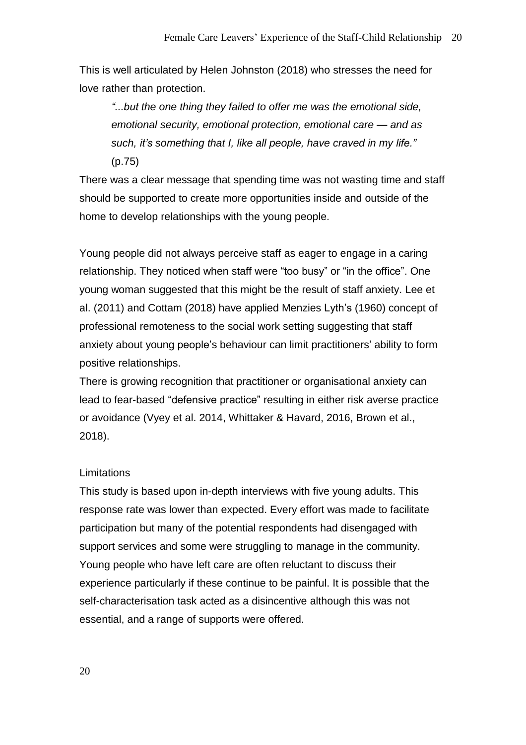This is well articulated by Helen Johnston (2018) who stresses the need for love rather than protection.

> *"...but the one thing they failed to offer me was the emotional side, emotional security, emotional protection, emotional care — and as such, it's something that I, like all people, have craved in my life."* (p.75)

There was a clear message that spending time was not wasting time and staff should be supported to create more opportunities inside and outside of the home to develop relationships with the young people.

Young people did not always perceive staff as eager to engage in a caring relationship. They noticed when staff were "too busy" or "in the office". One young woman suggested that this might be the result of staff anxiety. Lee et al. (2011) and Cottam (2018) have applied Menzies Lyth's (1960) concept of professional remoteness to the social work setting suggesting that staff anxiety about young people's behaviour can limit practitioners' ability to form positive relationships.

There is growing recognition that practitioner or organisational anxiety can lead to fear-based "defensive practice" resulting in either risk averse practice or avoidance (Vyey et al. 2014, Whittaker & Havard, 2016, Brown et al., 2018).

## Limitations

This study is based upon in-depth interviews with five young adults. This response rate was lower than expected. Every effort was made to facilitate participation but many of the potential respondents had disengaged with support services and some were struggling to manage in the community. Young people who have left care are often reluctant to discuss their experience particularly if these continue to be painful. It is possible that the self-characterisation task acted as a disincentive although this was not essential, and a range of supports were offered.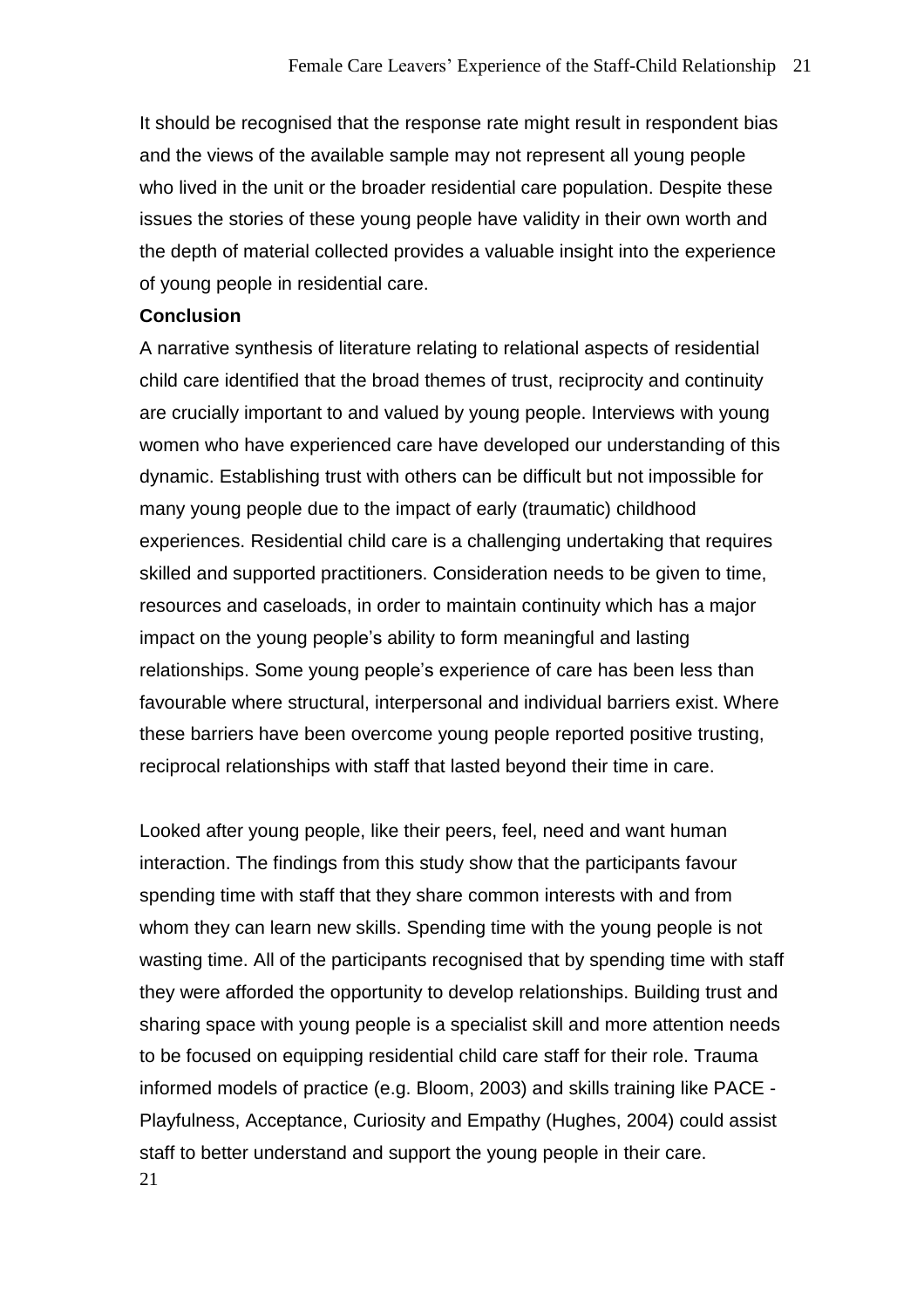It should be recognised that the response rate might result in respondent bias and the views of the available sample may not represent all young people who lived in the unit or the broader residential care population. Despite these issues the stories of these young people have validity in their own worth and the depth of material collected provides a valuable insight into the experience of young people in residential care.

## Conclusion

A narrative synthesis of literature relating to relational aspects of residential child care identified that the broad themes of trust, reciprocity and continuity are crucially important to and valued by young people. Interviews with young women who have experienced care have developed our understanding of this dynamic. Establishing trust with others can be difficult but not impossible for many young people due to the impact of early (traumatic) childhood experiences. Residential child care is a challenging undertaking that requires skilled and supported practitioners. Consideration needs to be given to time, resources and caseloads, in order to maintain continuity which has a major impact on the young people's ability to form meaningful and lasting relationships. Some young people's experience of care has been less than favourable where structural, interpersonal and individual barriers exist. Where these barriers have been overcome young people reported positive trusting, reciprocal relationships with staff that lasted beyond their time in care.

Looked after young people, like their peers, feel, need and want human interaction. The findings from this study show that the participants favour spending time with staff that they share common interests with and from whom they can learn new skills. Spending time with the young people is not wasting time. All of the participants recognised that by spending time with staff they were afforded the opportunity to develop relationships. Building trust and sharing space with young people is a specialist skill and more attention needs to be focused on equipping residential child care staff for their role. Trauma informed models of practice (e.g. Bloom, 2003) and skills training like PACE - Playfulness, Acceptance, Curiosity and Empathy (Hughes, 2004) could assist staff to better understand and support the young people in their care.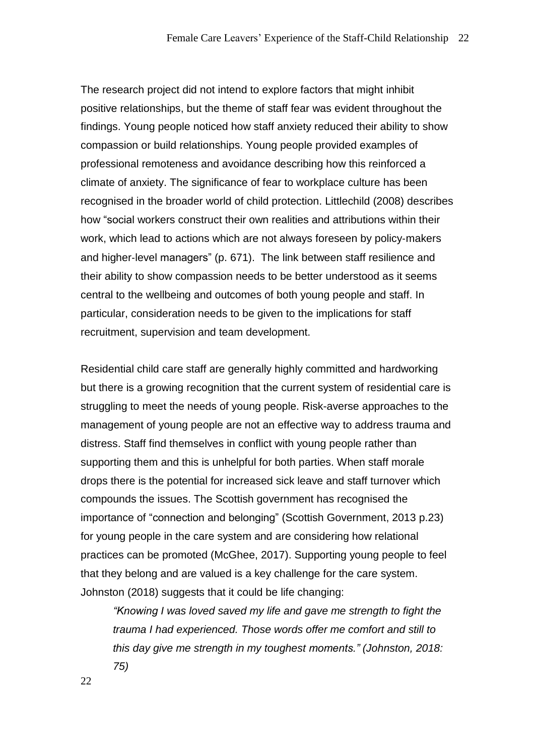The research project did not intend to explore factors that might inhibit positive relationships, but the theme of staff fear was evident throughout the findings. Young people noticed how staff anxiety reduced their ability to show compassion or build relationships. Young people provided examples of professional remoteness and avoidance describing how this reinforced a climate of anxiety. The significance of fear to workplace culture has been recognised in the broader world of child protection. Littlechild (2008) describes how "social workers construct their own realities and attributions within their work, which lead to actions which are not always foreseen by policy-makers and higher-level managers" (p. 671). The link between staff resilience and their ability to show compassion needs to be better understood as it seems central to the wellbeing and outcomes of both young people and staff. In particular, consideration needs to be given to the implications for staff recruitment, supervision and team development.

Residential child care staff are generally highly committed and hardworking but there is a growing recognition that the current system of residential care is struggling to meet the needs of young people. Risk-averse approaches to the management of young people are not an effective way to address trauma and distress. Staff find themselves in conflict with young people rather than supporting them and this is unhelpful for both parties. When staff morale drops there is the potential for increased sick leave and staff turnover which compounds the issues. The Scottish government has recognised the importance of "connection and belonging" (Scottish Government, 2013 p.23) for young people in the care system and are considering how relational practices can be promoted (McGhee, 2017). Supporting young people to feel that they belong and are valued is a key challenge for the care system. Johnston (2018) suggests that it could be life changing:

> *"Knowing I was loved saved my life and gave me strength to fight the trauma I had experienced. Those words offer me comfort and still to this day give me strength in my toughest moments." (Johnston, 2018: 75)*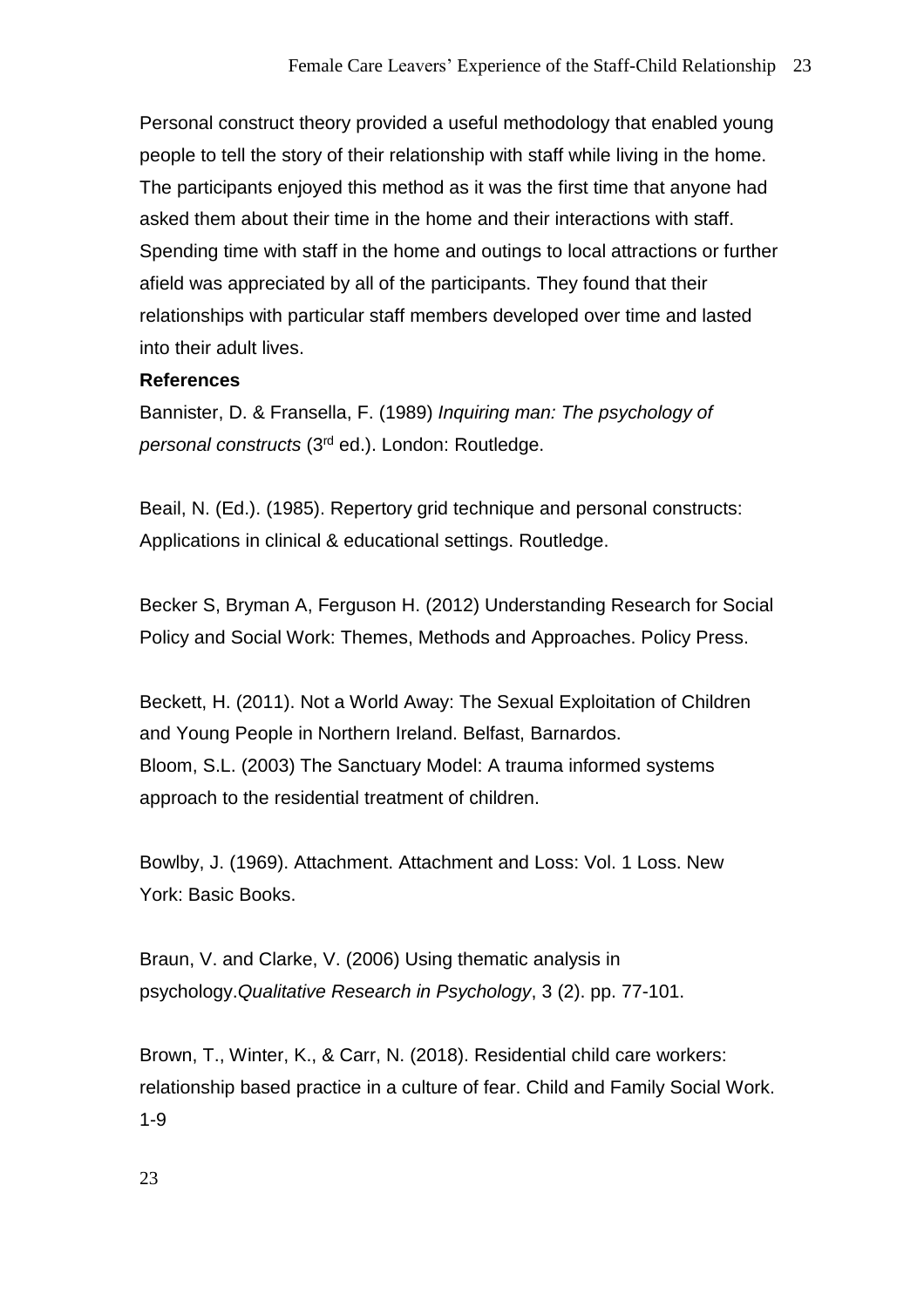Personal construct theory provided a useful methodology that enabled young people to tell the story of their relationship with staff while living in the home. The participants enjoyed this method as it was the first time that anyone had asked them about their time in the home and their interactions with staff. Spending time with staff in the home and outings to local attractions or further afield was appreciated by all of the participants. They found that their relationships with particular staff members developed over time and lasted into their adult lives.

**References**

Bannister, D. & Fransella, F. (1989) *Inquiring man: The psychology of personal constructs* (3rd ed.). London: Routledge.

Beail, N. (Ed.). (1985). Repertory grid technique and personal constructs: Applications in clinical & educational settings. Routledge.

Becker S, Bryman A, Ferguson H. (2012) Understanding Research for Social Policy and Social Work: Themes, Methods and Approaches. Policy Press.

Beckett, H. (2011). Not a World Away: The Sexual Exploitation of Children and Young People in Northern Ireland. Belfast, Barnardos.

Bloom, S.L. (2003) The Sanctuary Model: A trauma informed systems approach to the residential treatment of children.

Bowlby, J. (1969). Attachment. Attachment and Loss: Vol. 1 Loss. New York: Basic Books.

Braun, V. and Clarke, V. (2006) Using thematic analysis in psychology.*Qualitative Research in Psychology*, 3 (2). pp. 77-101.

Brown, T., Winter, K., & Carr, N. (2018). Residential child care workers: relationship based practice in a culture of fear. Child and Family Social Work. 1-9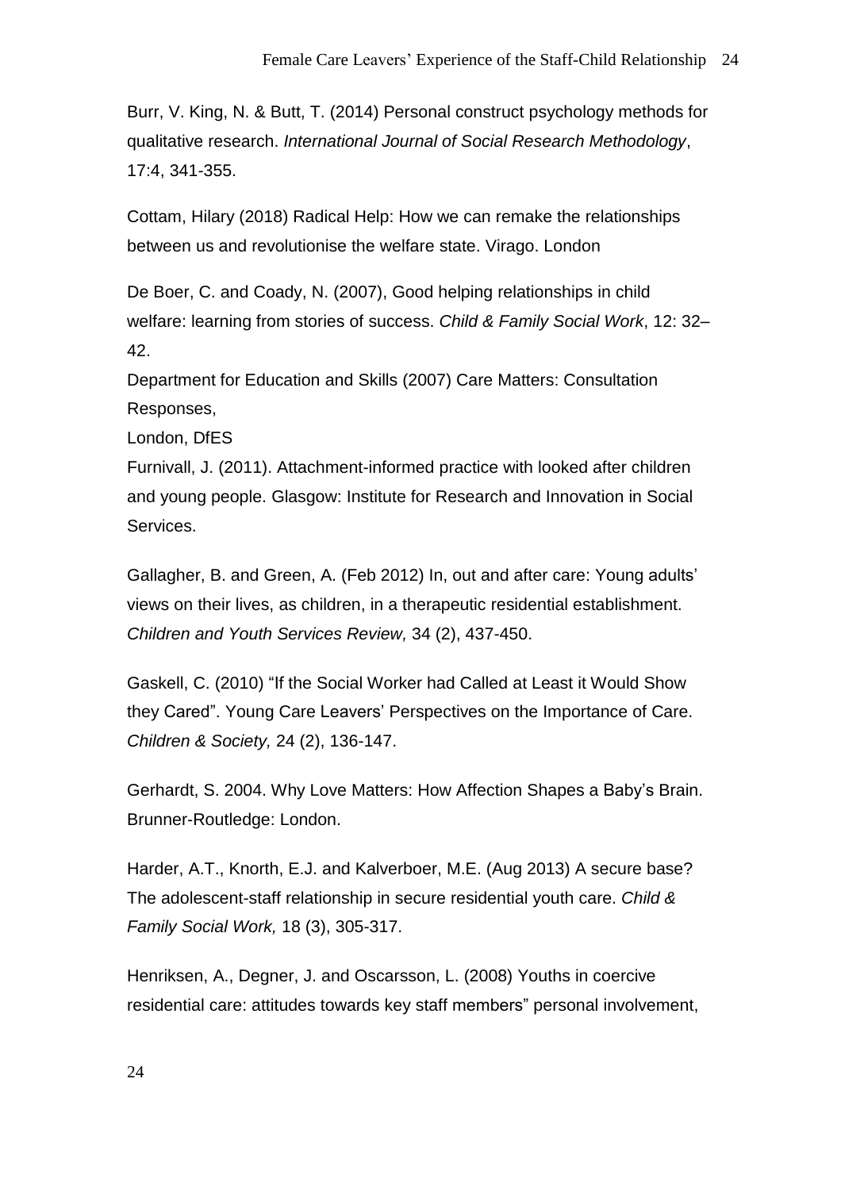Burr, V. King, N. & Butt, T. (2014) Personal construct psychology methods for qualitative research. *International Journal of Social Research Methodology*, 17:4, 341-355.

Cottam, Hilary (2018) Radical Help: How we can remake the relationships between us and revolutionise the welfare state. Virago. London

De Boer, C. and Coady, N. (2007), Good helping relationships in child welfare: learning from stories of success. *Child & Family Social Work*, 12: 32–42.

Department for Education and Skills (2007) Care Matters: Consultation Responses,

London, DfES

Furnivall, J. (2011). Attachment-informed practice with looked after children and young people. Glasgow: Institute for Research and Innovation in Social Services.

Gallagher, B. and Green, A. (Feb 2012) In, out and after care: Young adults' views on their lives, as children, in a therapeutic residential establishment. *Children and Youth Services Review,* 34 (2), 437-450.

Gaskell, C. (2010) "If the Social Worker had Called at Least it Would Show they Cared". Young Care Leavers' Perspectives on the Importance of Care. *Children & Society,* 24 (2), 136-147.

Gerhardt, S. 2004. Why Love Matters: How Affection Shapes a Baby's Brain. Brunner-Routledge: London.

Harder, A.T., Knorth, E.J. and Kalverboer, M.E. (Aug 2013) A secure base? The adolescent-staff relationship in secure residential youth care. *Child & Family Social Work,* 18 (3), 305-317.

Henriksen, A., Degner, J. and Oscarsson, L. (2008) Youths in coercive residential care: attitudes towards key staff members" personal involvement,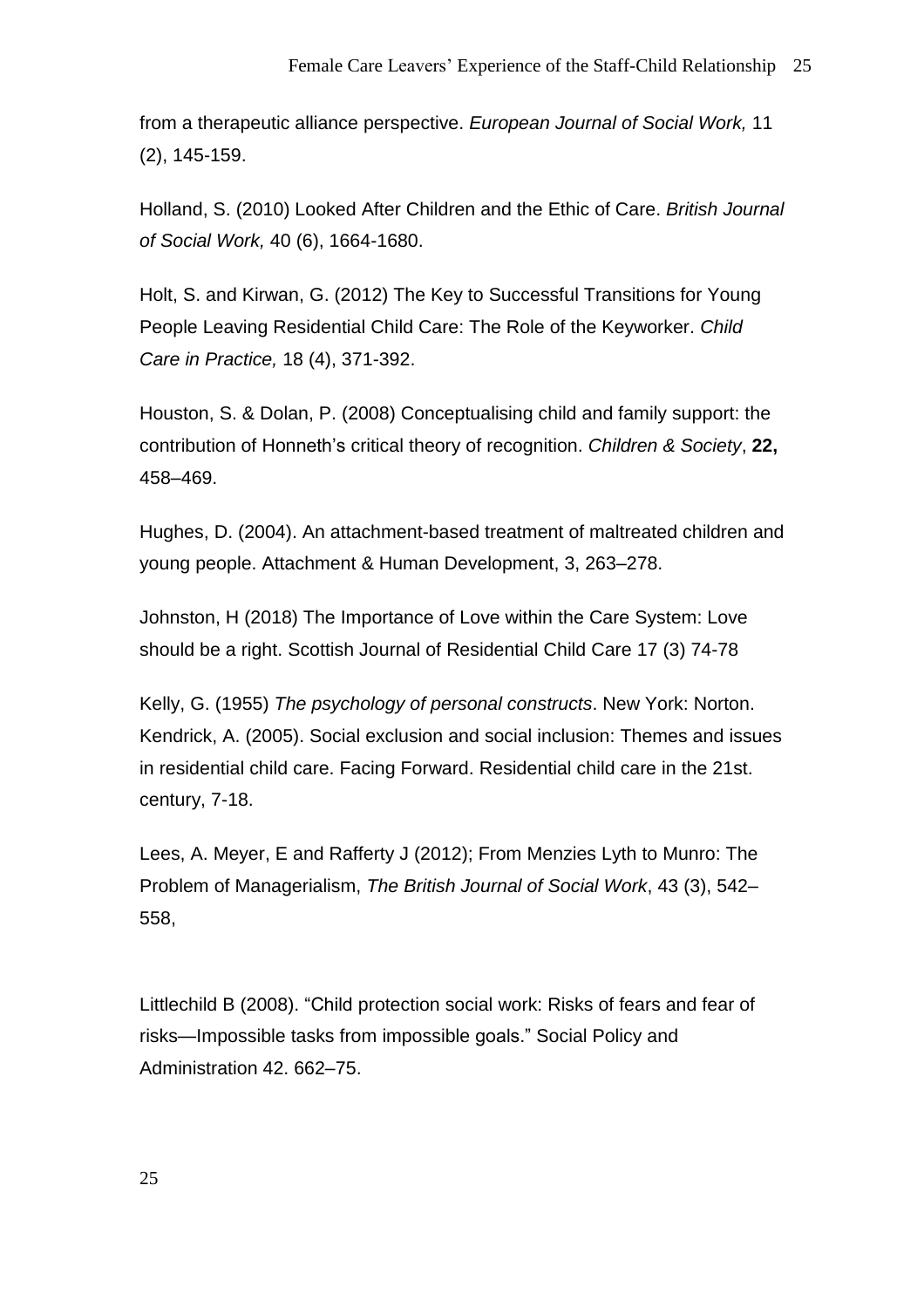from a therapeutic alliance perspective. *European Journal of Social Work,* 11 (2), 145-159.

Holland, S. (2010) Looked After Children and the Ethic of Care. *British Journal of Social Work,* 40 (6), 1664-1680.

Holt, S. and Kirwan, G. (2012) The Key to Successful Transitions for Young People Leaving Residential Child Care: The Role of the Keyworker. *Child Care in Practice,* 18 (4), 371-392.

Houston, S. & Dolan, P. (2008) Conceptualising child and family support: the contribution of Honneth's critical theory of recognition. *Children & Society*, **22,** 458–469.

Hughes, D. (2004). An attachment-based treatment of maltreated children and young people. Attachment & Human Development, 3, 263–278.

Johnston, H (2018) The Importance of Love within the Care System: Love should be a right. Scottish Journal of Residential Child Care 17 (3) 74-78

Kelly, G. (1955) *The psychology of personal constructs*. New York: Norton.
Kendrick, A. (2005). Social exclusion and social inclusion: Themes and issues in residential child care. Facing Forward. Residential child care in the 21st. century, 7-18.

Lees, A. Meyer, E and Rafferty J (2012); From Menzies Lyth to Munro: The Problem of Managerialism, *The British Journal of Social Work*, 43 (3), 542–558,

Littlechild B (2008). "Child protection social work: Risks of fears and fear of risks—Impossible tasks from impossible goals." Social Policy and Administration 42. 662–75.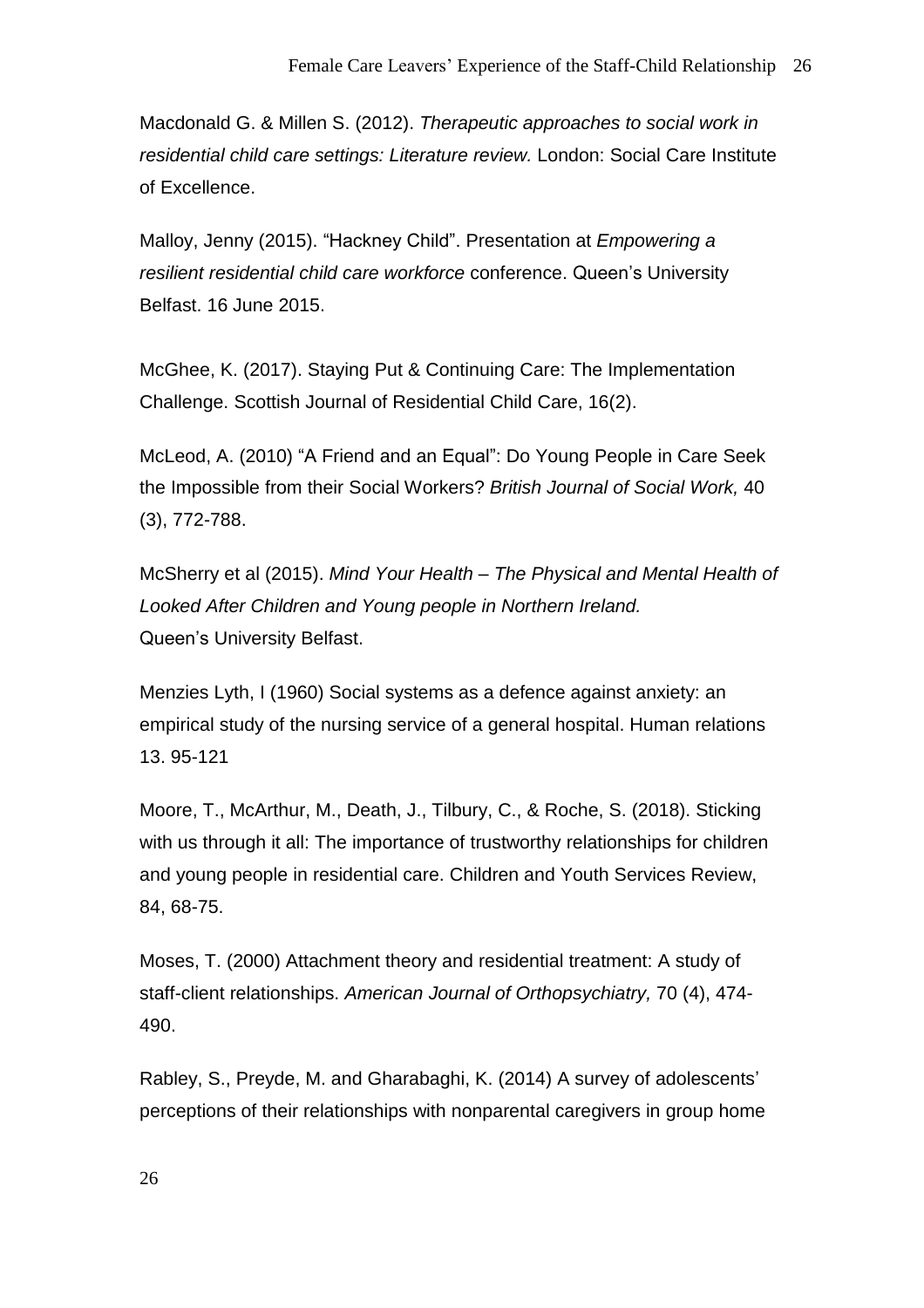Macdonald G. & Millen S. (2012). *Therapeutic approaches to social work in residential child care settings: Literature review.* London: Social Care Institute of Excellence.

Malloy, Jenny (2015). "Hackney Child". Presentation at *Empowering a resilient residential child care workforce* conference. Queen's University Belfast. 16 June 2015.

McGhee, K. (2017). Staying Put & Continuing Care: The Implementation Challenge. Scottish Journal of Residential Child Care, 16(2).

McLeod, A. (2010) "A Friend and an Equal": Do Young People in Care Seek the Impossible from their Social Workers? *British Journal of Social Work,* 40 (3), 772-788.

McSherry et al (2015). *Mind Your Health – The Physical and Mental Health of Looked After Children and Young people in Northern Ireland.* Queen's University Belfast.

Menzies Lyth, I (1960) Social systems as a defence against anxiety: an empirical study of the nursing service of a general hospital. Human relations 13. 95-121

Moore, T., McArthur, M., Death, J., Tilbury, C., & Roche, S. (2018). Sticking with us through it all: The importance of trustworthy relationships for children and young people in residential care. Children and Youth Services Review, 84, 68-75.

Moses, T. (2000) Attachment theory and residential treatment: A study of staff-client relationships. *American Journal of Orthopsychiatry,* 70 (4), 474-490.

Rabley, S., Preyde, M. and Gharabaghi, K. (2014) A survey of adolescents' perceptions of their relationships with nonparental caregivers in group home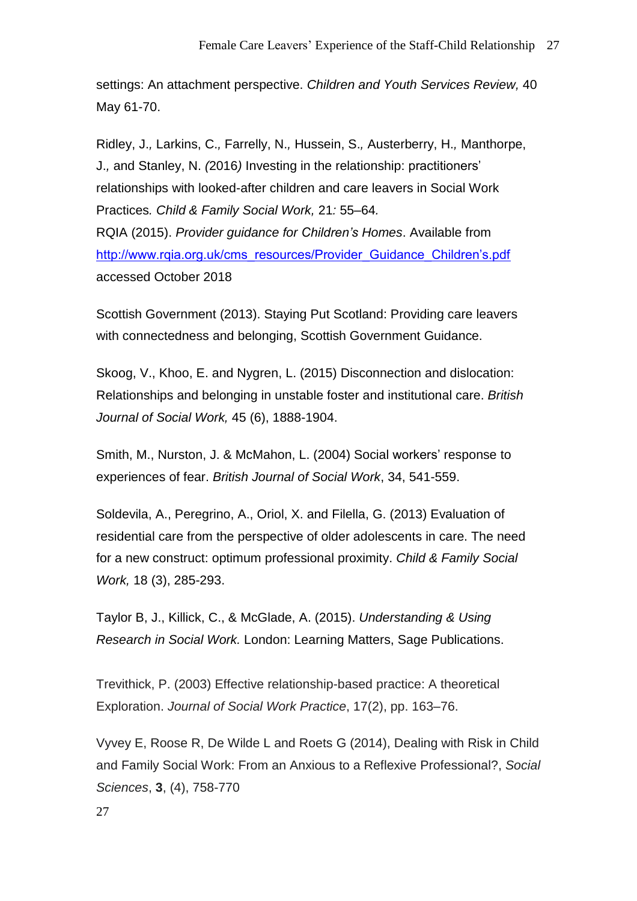settings: An attachment perspective. *Children and Youth Services Review,* 40 May 61-70.

Ridley, J.*,* Larkins, C.*,* Farrelly, N.*,* Hussein, S.*,* Austerberry, H.*,* Manthorpe, J.*,* and Stanley, N. *(*2016*)* Investing in the relationship: practitioners' relationships with looked-after children and care leavers in Social Work Practices*. Child & Family Social Work,* 21*:* 55–64*.*
RQIA (2015). *Provider guidance for Children's Homes*. Available from [http://www.rqia.org.uk/cms_resources/Provider_Guidance_Children's.pdf](http://www.rqia.org.uk/cms_resources/Provider_Guidance_Children's.pdf) accessed October 2018

Scottish Government (2013). Staying Put Scotland: Providing care leavers with connectedness and belonging, Scottish Government Guidance.

Skoog, V., Khoo, E. and Nygren, L. (2015) Disconnection and dislocation: Relationships and belonging in unstable foster and institutional care. *British Journal of Social Work,* 45 (6), 1888-1904.

Smith, M., Nurston, J. & McMahon, L. (2004) Social workers' response to experiences of fear. *British Journal of Social Work*, 34, 541-559.

Soldevila, A., Peregrino, A., Oriol, X. and Filella, G. (2013) Evaluation of residential care from the perspective of older adolescents in care. The need for a new construct: optimum professional proximity. *Child & Family Social Work,* 18 (3), 285-293.

Taylor B, J., Killick, C., & McGlade, A. (2015). *Understanding & Using Research in Social Work.* London: Learning Matters, Sage Publications.

Trevithick, P. (2003) Effective relationship-based practice: A theoretical Exploration. *Journal of Social Work Practice*, 17(2), pp. 163–76.

Vyvey E, Roose R, De Wilde L and Roets G (2014), Dealing with Risk in Child and Family Social Work: From an Anxious to a Reflexive Professional?, *Social Sciences*, **3**, (4), 758-770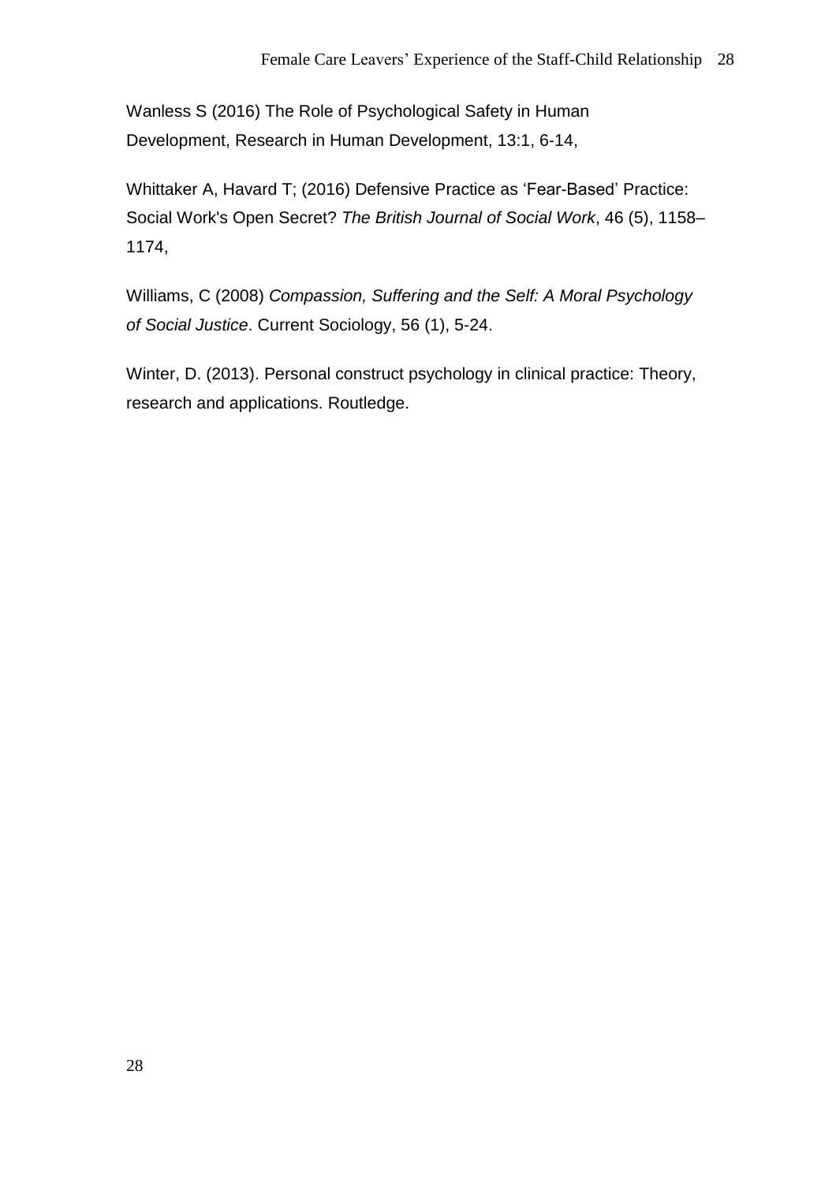Wanless S (2016) The Role of Psychological Safety in Human Development, Research in Human Development, 13:1, 6-14,

Whittaker A, Havard T; (2016) Defensive Practice as 'Fear-Based' Practice: Social Work's Open Secret? *The British Journal of Social Work*, 46 (5), 1158–1174,

Williams, C (2008) *Compassion, Suffering and the Self: A Moral Psychology of Social Justice*. Current Sociology, 56 (1), 5-24.

Winter, D. (2013). Personal construct psychology in clinical practice: Theory, research and applications. Routledge.